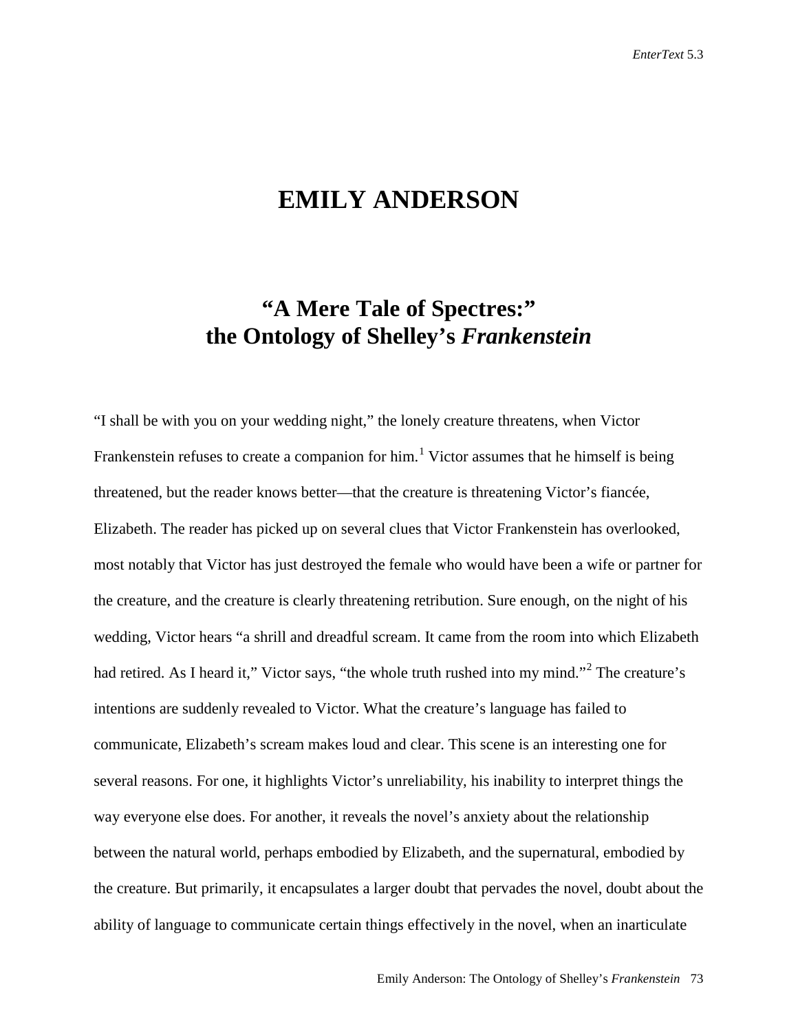# EMILY ANDERSON

## "A Mere Tale of Spectres:" the Ontology of Shelley's *Frankenstein*

"I shall be with you on your wedding night," the lonely creature threatens, when Victor Frankenstein refuses to create a companion for him.[1] Victor assumes that he himself is being threatened, but the reader knows better—that the creature is threatening Victor's fiancée, Elizabeth. The reader has picked up on several clues that Victor Frankenstein has overlooked, most notably that Victor has just destroyed the female who would have been a wife or partner for the creature, and the creature is clearly threatening retribution. Sure enough, on the night of his wedding, Victor hears "a shrill and dreadful scream. It came from the room into which Elizabeth had retired. As I heard it," Victor says, "the whole truth rushed into my mind."[2] The creature's intentions are suddenly revealed to Victor. What the creature's language has failed to communicate, Elizabeth's scream makes loud and clear. This scene is an interesting one for several reasons. For one, it highlights Victor's unreliability, his inability to interpret things the way everyone else does. For another, it reveals the novel's anxiety about the relationship between the natural world, perhaps embodied by Elizabeth, and the supernatural, embodied by the creature. But primarily, it encapsulates a larger doubt that pervades the novel, doubt about the ability of language to communicate certain things effectively in the novel, when an inarticulate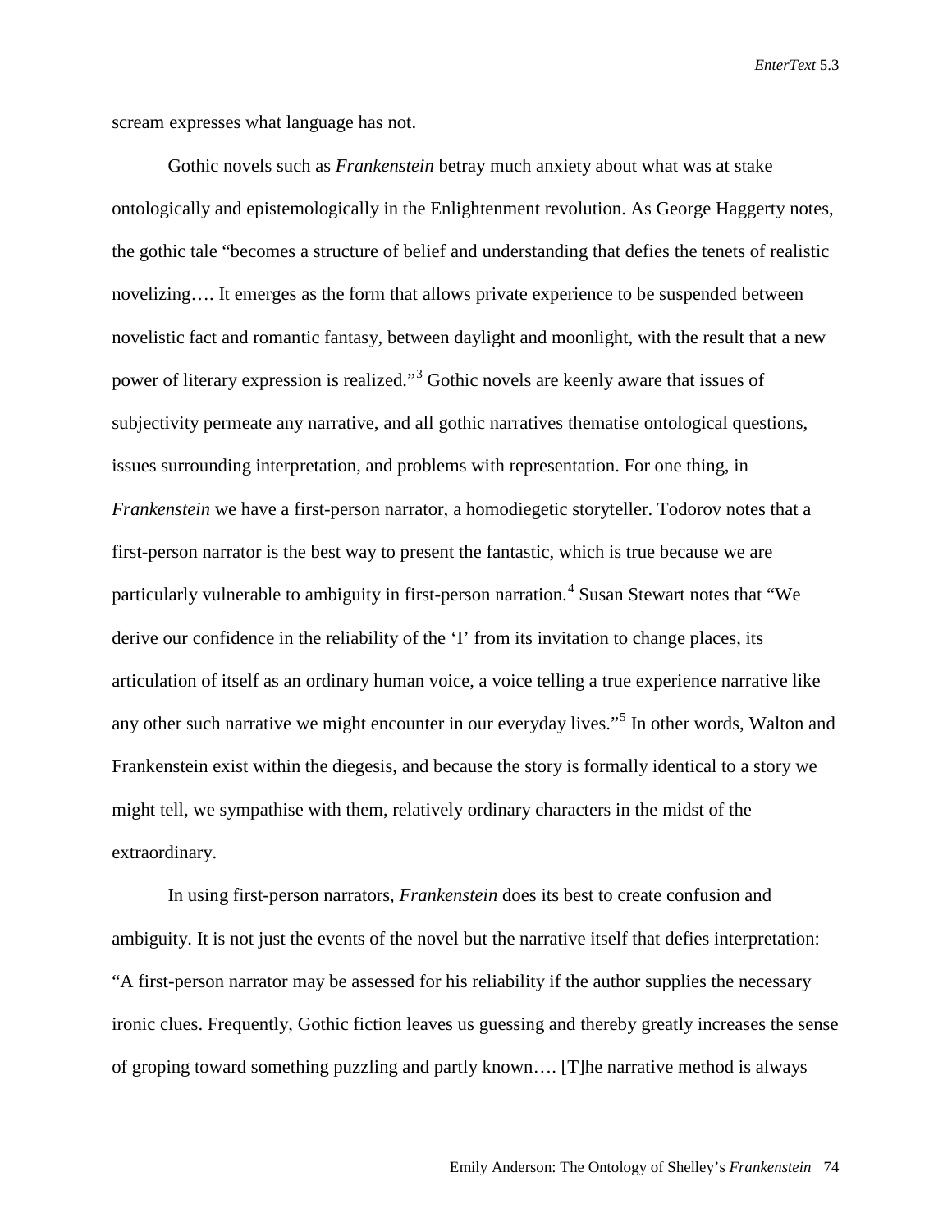scream expresses what language has not.

Gothic novels such as *Frankenstein* betray much anxiety about what was at stake ontologically and epistemologically in the Enlightenment revolution. As George Haggerty notes, the gothic tale "becomes a structure of belief and understanding that defies the tenets of realistic novelizing…. It emerges as the form that allows private experience to be suspended between novelistic fact and romantic fantasy, between daylight and moonlight, with the result that a new power of literary expression is realized."[3] Gothic novels are keenly aware that issues of subjectivity permeate any narrative, and all gothic narratives thematise ontological questions, issues surrounding interpretation, and problems with representation. For one thing, in *Frankenstein* we have a first-person narrator, a homodiegetic storyteller. Todorov notes that a first-person narrator is the best way to present the fantastic, which is true because we are particularly vulnerable to ambiguity in first-person narration.[4] Susan Stewart notes that "We derive our confidence in the reliability of the 'I' from its invitation to change places, its articulation of itself as an ordinary human voice, a voice telling a true experience narrative like any other such narrative we might encounter in our everyday lives."[5] In other words, Walton and Frankenstein exist within the diegesis, and because the story is formally identical to a story we might tell, we sympathise with them, relatively ordinary characters in the midst of the extraordinary.

In using first-person narrators, *Frankenstein* does its best to create confusion and ambiguity. It is not just the events of the novel but the narrative itself that defies interpretation: "A first-person narrator may be assessed for his reliability if the author supplies the necessary ironic clues. Frequently, Gothic fiction leaves us guessing and thereby greatly increases the sense of groping toward something puzzling and partly known…. [T]he narrative method is always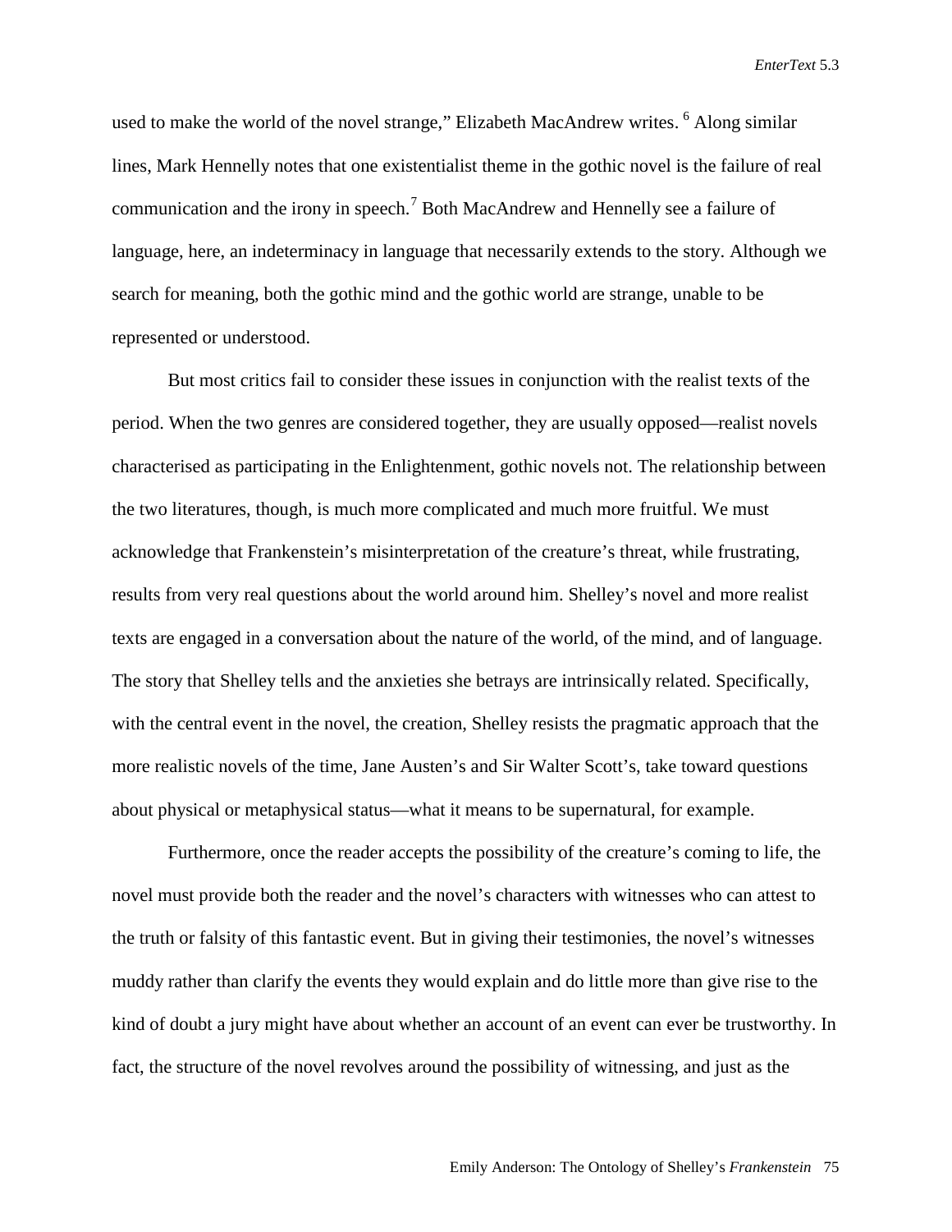used to make the world of the novel strange," Elizabeth MacAndrew writes. [6] Along similar lines, Mark Hennelly notes that one existentialist theme in the gothic novel is the failure of real communication and the irony in speech.[7] Both MacAndrew and Hennelly see a failure of language, here, an indeterminacy in language that necessarily extends to the story. Although we search for meaning, both the gothic mind and the gothic world are strange, unable to be represented or understood.

But most critics fail to consider these issues in conjunction with the realist texts of the period. When the two genres are considered together, they are usually opposed—realist novels characterised as participating in the Enlightenment, gothic novels not. The relationship between the two literatures, though, is much more complicated and much more fruitful. We must acknowledge that Frankenstein's misinterpretation of the creature's threat, while frustrating, results from very real questions about the world around him. Shelley's novel and more realist texts are engaged in a conversation about the nature of the world, of the mind, and of language. The story that Shelley tells and the anxieties she betrays are intrinsically related. Specifically, with the central event in the novel, the creation, Shelley resists the pragmatic approach that the more realistic novels of the time, Jane Austen's and Sir Walter Scott's, take toward questions about physical or metaphysical status—what it means to be supernatural, for example.

Furthermore, once the reader accepts the possibility of the creature's coming to life, the novel must provide both the reader and the novel's characters with witnesses who can attest to the truth or falsity of this fantastic event. But in giving their testimonies, the novel's witnesses muddy rather than clarify the events they would explain and do little more than give rise to the kind of doubt a jury might have about whether an account of an event can ever be trustworthy. In fact, the structure of the novel revolves around the possibility of witnessing, and just as the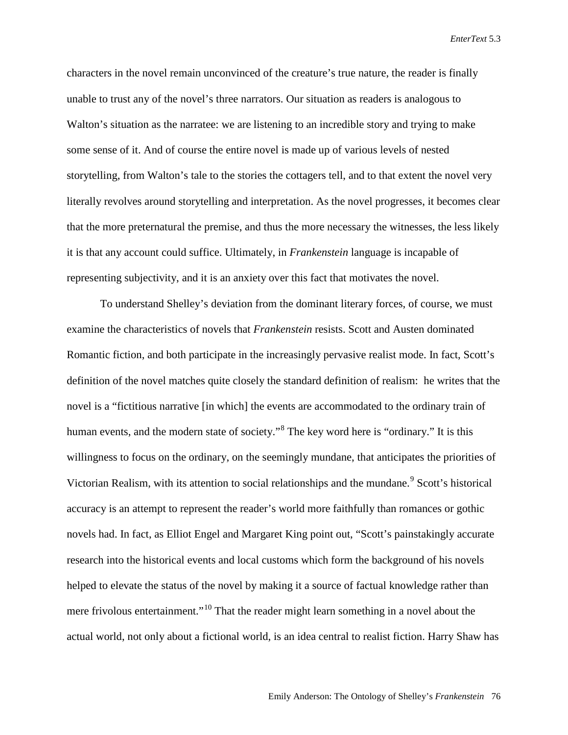characters in the novel remain unconvinced of the creature's true nature, the reader is finally unable to trust any of the novel's three narrators. Our situation as readers is analogous to Walton's situation as the narratee: we are listening to an incredible story and trying to make some sense of it. And of course the entire novel is made up of various levels of nested storytelling, from Walton's tale to the stories the cottagers tell, and to that extent the novel very literally revolves around storytelling and interpretation. As the novel progresses, it becomes clear that the more preternatural the premise, and thus the more necessary the witnesses, the less likely it is that any account could suffice. Ultimately, in *Frankenstein* language is incapable of representing subjectivity, and it is an anxiety over this fact that motivates the novel.

To understand Shelley's deviation from the dominant literary forces, of course, we must examine the characteristics of novels that *Frankenstein* resists. Scott and Austen dominated Romantic fiction, and both participate in the increasingly pervasive realist mode. In fact, Scott's definition of the novel matches quite closely the standard definition of realism: he writes that the novel is a "fictitious narrative [in which] the events are accommodated to the ordinary train of human events, and the modern state of society."[8] The key word here is "ordinary." It is this willingness to focus on the ordinary, on the seemingly mundane, that anticipates the priorities of Victorian Realism, with its attention to social relationships and the mundane.[9] Scott's historical accuracy is an attempt to represent the reader's world more faithfully than romances or gothic novels had. In fact, as Elliot Engel and Margaret King point out, "Scott's painstakingly accurate research into the historical events and local customs which form the background of his novels helped to elevate the status of the novel by making it a source of factual knowledge rather than mere frivolous entertainment."[10] That the reader might learn something in a novel about the actual world, not only about a fictional world, is an idea central to realist fiction. Harry Shaw has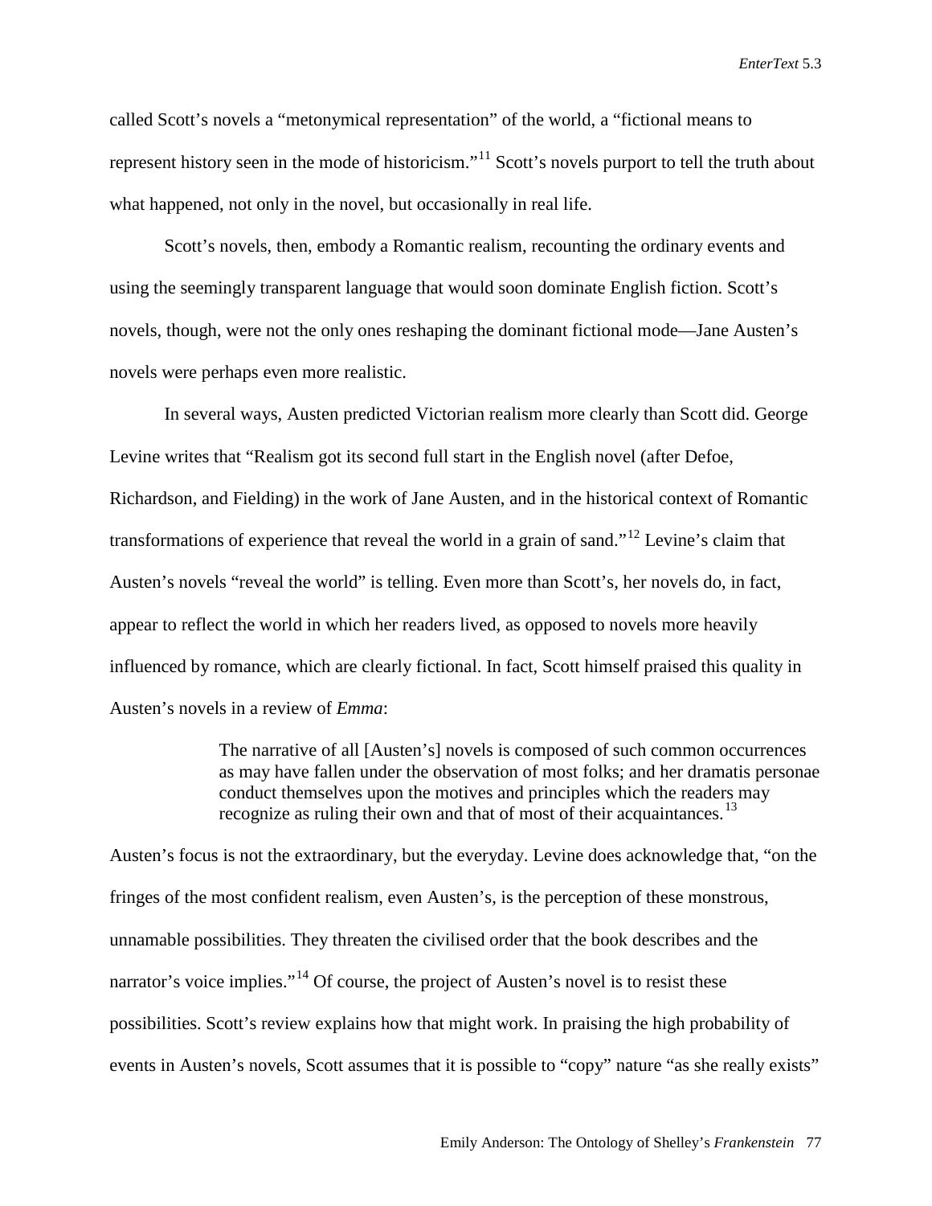called Scott's novels a "metonymical representation" of the world, a "fictional means to represent history seen in the mode of historicism."[11] Scott's novels purport to tell the truth about what happened, not only in the novel, but occasionally in real life.

Scott's novels, then, embody a Romantic realism, recounting the ordinary events and using the seemingly transparent language that would soon dominate English fiction. Scott's novels, though, were not the only ones reshaping the dominant fictional mode—Jane Austen's novels were perhaps even more realistic.

In several ways, Austen predicted Victorian realism more clearly than Scott did. George Levine writes that "Realism got its second full start in the English novel (after Defoe, Richardson, and Fielding) in the work of Jane Austen, and in the historical context of Romantic transformations of experience that reveal the world in a grain of sand."[12] Levine's claim that Austen's novels "reveal the world" is telling. Even more than Scott's, her novels do, in fact, appear to reflect the world in which her readers lived, as opposed to novels more heavily influenced by romance, which are clearly fictional. In fact, Scott himself praised this quality in Austen's novels in a review of *Emma*:

> The narrative of all [Austen's] novels is composed of such common occurrences as may have fallen under the observation of most folks; and her dramatis personae conduct themselves upon the motives and principles which the readers may recognize as ruling their own and that of most of their acquaintances.[13]

Austen's focus is not the extraordinary, but the everyday. Levine does acknowledge that, "on the fringes of the most confident realism, even Austen's, is the perception of these monstrous, unnamable possibilities. They threaten the civilised order that the book describes and the narrator's voice implies."[14] Of course, the project of Austen's novel is to resist these possibilities. Scott's review explains how that might work. In praising the high probability of events in Austen's novels, Scott assumes that it is possible to "copy" nature "as she really exists"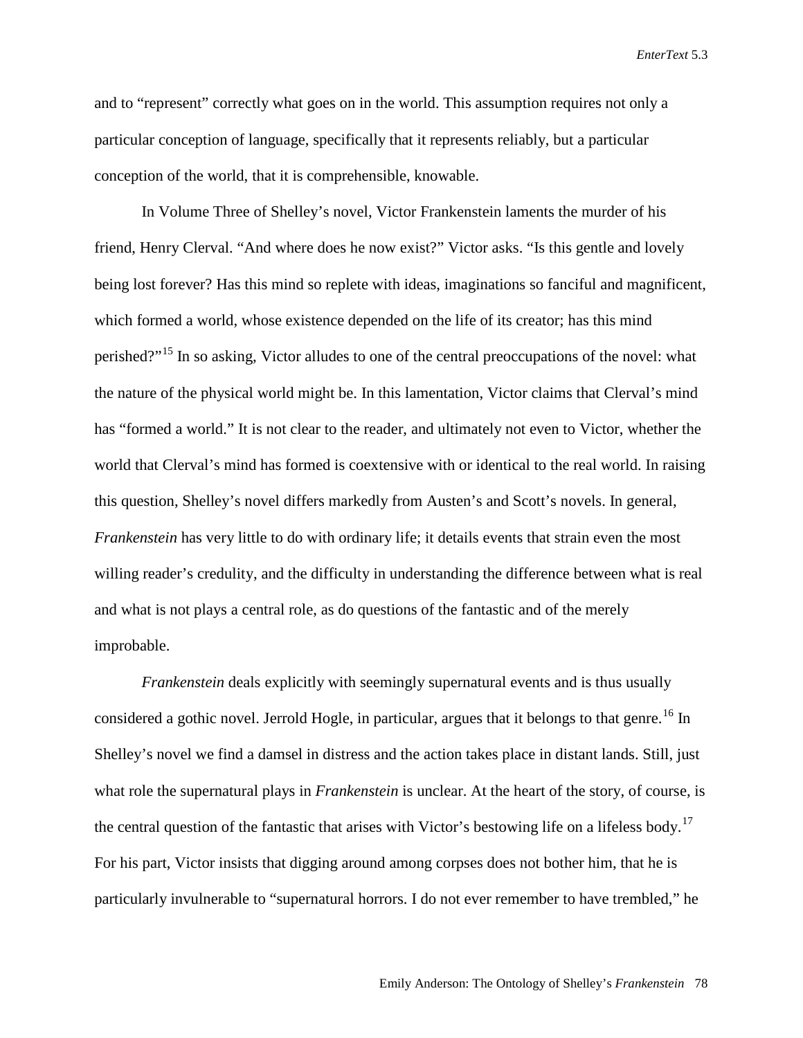and to "represent" correctly what goes on in the world. This assumption requires not only a particular conception of language, specifically that it represents reliably, but a particular conception of the world, that it is comprehensible, knowable.

In Volume Three of Shelley's novel, Victor Frankenstein laments the murder of his friend, Henry Clerval. "And where does he now exist?" Victor asks. "Is this gentle and lovely being lost forever? Has this mind so replete with ideas, imaginations so fanciful and magnificent, which formed a world, whose existence depended on the life of its creator; has this mind perished?"[15] In so asking, Victor alludes to one of the central preoccupations of the novel: what the nature of the physical world might be. In this lamentation, Victor claims that Clerval's mind has "formed a world." It is not clear to the reader, and ultimately not even to Victor, whether the world that Clerval's mind has formed is coextensive with or identical to the real world. In raising this question, Shelley's novel differs markedly from Austen's and Scott's novels. In general, *Frankenstein* has very little to do with ordinary life; it details events that strain even the most willing reader's credulity, and the difficulty in understanding the difference between what is real and what is not plays a central role, as do questions of the fantastic and of the merely improbable.

*Frankenstein* deals explicitly with seemingly supernatural events and is thus usually considered a gothic novel. Jerrold Hogle, in particular, argues that it belongs to that genre.[16] In Shelley's novel we find a damsel in distress and the action takes place in distant lands. Still, just what role the supernatural plays in *Frankenstein* is unclear. At the heart of the story, of course, is the central question of the fantastic that arises with Victor's bestowing life on a lifeless body.[17] For his part, Victor insists that digging around among corpses does not bother him, that he is particularly invulnerable to "supernatural horrors. I do not ever remember to have trembled," he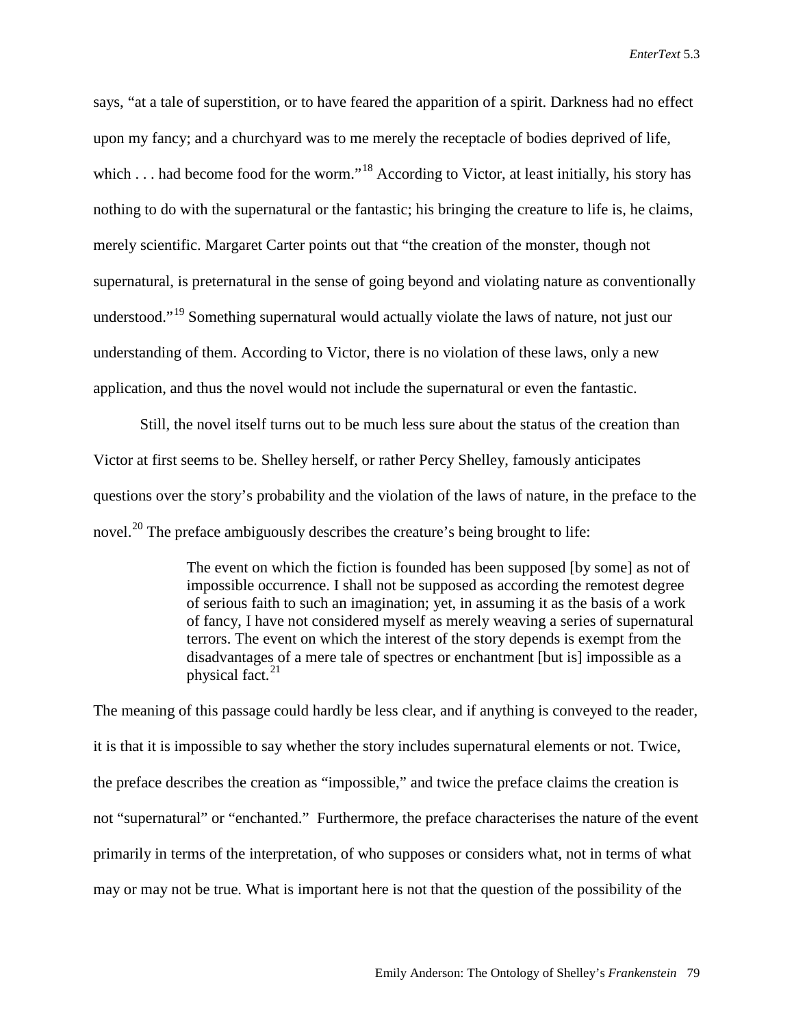says, "at a tale of superstition, or to have feared the apparition of a spirit. Darkness had no effect upon my fancy; and a churchyard was to me merely the receptacle of bodies deprived of life, which . . . had become food for the worm."[18] According to Victor, at least initially, his story has nothing to do with the supernatural or the fantastic; his bringing the creature to life is, he claims, merely scientific. Margaret Carter points out that "the creation of the monster, though not supernatural, is preternatural in the sense of going beyond and violating nature as conventionally understood."[19] Something supernatural would actually violate the laws of nature, not just our understanding of them. According to Victor, there is no violation of these laws, only a new application, and thus the novel would not include the supernatural or even the fantastic.

Still, the novel itself turns out to be much less sure about the status of the creation than Victor at first seems to be. Shelley herself, or rather Percy Shelley, famously anticipates questions over the story's probability and the violation of the laws of nature, in the preface to the novel.[20] The preface ambiguously describes the creature's being brought to life:

> The event on which the fiction is founded has been supposed [by some] as not of impossible occurrence. I shall not be supposed as according the remotest degree of serious faith to such an imagination; yet, in assuming it as the basis of a work of fancy, I have not considered myself as merely weaving a series of supernatural terrors. The event on which the interest of the story depends is exempt from the disadvantages of a mere tale of spectres or enchantment [but is] impossible as a physical fact.[21]

The meaning of this passage could hardly be less clear, and if anything is conveyed to the reader, it is that it is impossible to say whether the story includes supernatural elements or not. Twice, the preface describes the creation as "impossible," and twice the preface claims the creation is not "supernatural" or "enchanted." Furthermore, the preface characterises the nature of the event primarily in terms of the interpretation, of who supposes or considers what, not in terms of what may or may not be true. What is important here is not that the question of the possibility of the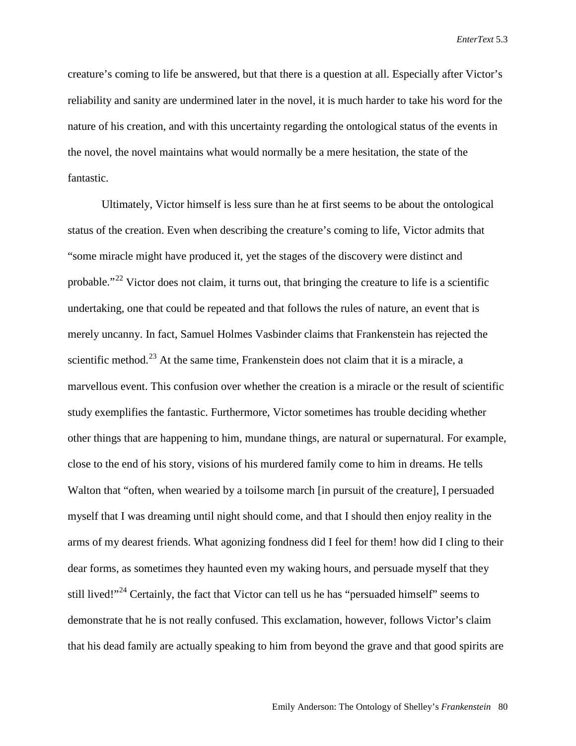creature's coming to life be answered, but that there is a question at all. Especially after Victor's reliability and sanity are undermined later in the novel, it is much harder to take his word for the nature of his creation, and with this uncertainty regarding the ontological status of the events in the novel, the novel maintains what would normally be a mere hesitation, the state of the fantastic.

Ultimately, Victor himself is less sure than he at first seems to be about the ontological status of the creation. Even when describing the creature's coming to life, Victor admits that "some miracle might have produced it, yet the stages of the discovery were distinct and probable."[22] Victor does not claim, it turns out, that bringing the creature to life is a scientific undertaking, one that could be repeated and that follows the rules of nature, an event that is merely uncanny. In fact, Samuel Holmes Vasbinder claims that Frankenstein has rejected the scientific method.[23] At the same time, Frankenstein does not claim that it is a miracle, a marvellous event. This confusion over whether the creation is a miracle or the result of scientific study exemplifies the fantastic. Furthermore, Victor sometimes has trouble deciding whether other things that are happening to him, mundane things, are natural or supernatural. For example, close to the end of his story, visions of his murdered family come to him in dreams. He tells Walton that "often, when wearied by a toilsome march [in pursuit of the creature], I persuaded myself that I was dreaming until night should come, and that I should then enjoy reality in the arms of my dearest friends. What agonizing fondness did I feel for them! how did I cling to their dear forms, as sometimes they haunted even my waking hours, and persuade myself that they still lived!"[24] Certainly, the fact that Victor can tell us he has "persuaded himself" seems to demonstrate that he is not really confused. This exclamation, however, follows Victor's claim that his dead family are actually speaking to him from beyond the grave and that good spirits are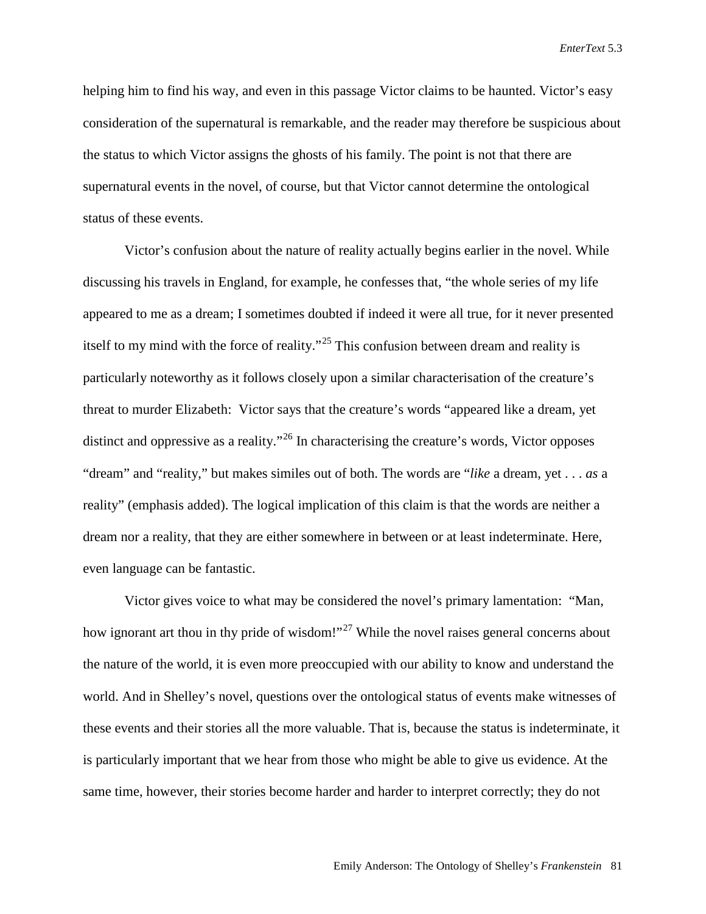helping him to find his way, and even in this passage Victor claims to be haunted. Victor's easy consideration of the supernatural is remarkable, and the reader may therefore be suspicious about the status to which Victor assigns the ghosts of his family. The point is not that there are supernatural events in the novel, of course, but that Victor cannot determine the ontological status of these events.

Victor's confusion about the nature of reality actually begins earlier in the novel. While discussing his travels in England, for example, he confesses that, "the whole series of my life appeared to me as a dream; I sometimes doubted if indeed it were all true, for it never presented itself to my mind with the force of reality."[25] This confusion between dream and reality is particularly noteworthy as it follows closely upon a similar characterisation of the creature's threat to murder Elizabeth: Victor says that the creature's words "appeared like a dream, yet distinct and oppressive as a reality."[26] In characterising the creature's words, Victor opposes "dream" and "reality," but makes similes out of both. The words are "*like* a dream, yet . . . *as* a reality" (emphasis added). The logical implication of this claim is that the words are neither a dream nor a reality, that they are either somewhere in between or at least indeterminate. Here, even language can be fantastic.

Victor gives voice to what may be considered the novel's primary lamentation: "Man, how ignorant art thou in thy pride of wisdom!"[27] While the novel raises general concerns about the nature of the world, it is even more preoccupied with our ability to know and understand the world. And in Shelley's novel, questions over the ontological status of events make witnesses of these events and their stories all the more valuable. That is, because the status is indeterminate, it is particularly important that we hear from those who might be able to give us evidence. At the same time, however, their stories become harder and harder to interpret correctly; they do not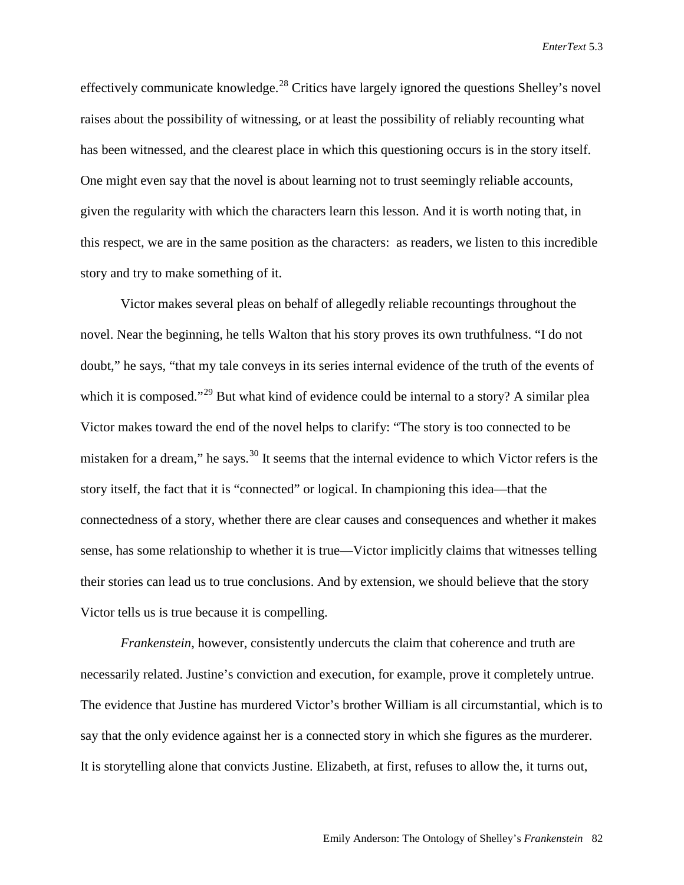effectively communicate knowledge.[28] Critics have largely ignored the questions Shelley's novel raises about the possibility of witnessing, or at least the possibility of reliably recounting what has been witnessed, and the clearest place in which this questioning occurs is in the story itself. One might even say that the novel is about learning not to trust seemingly reliable accounts, given the regularity with which the characters learn this lesson. And it is worth noting that, in this respect, we are in the same position as the characters: as readers, we listen to this incredible story and try to make something of it.

Victor makes several pleas on behalf of allegedly reliable recountings throughout the novel. Near the beginning, he tells Walton that his story proves its own truthfulness. "I do not doubt," he says, "that my tale conveys in its series internal evidence of the truth of the events of which it is composed."[29] But what kind of evidence could be internal to a story? A similar plea Victor makes toward the end of the novel helps to clarify: "The story is too connected to be mistaken for a dream," he says.[30] It seems that the internal evidence to which Victor refers is the story itself, the fact that it is "connected" or logical. In championing this idea—that the connectedness of a story, whether there are clear causes and consequences and whether it makes sense, has some relationship to whether it is true—Victor implicitly claims that witnesses telling their stories can lead us to true conclusions. And by extension, we should believe that the story Victor tells us is true because it is compelling.

*Frankenstein*, however, consistently undercuts the claim that coherence and truth are necessarily related. Justine's conviction and execution, for example, prove it completely untrue. The evidence that Justine has murdered Victor's brother William is all circumstantial, which is to say that the only evidence against her is a connected story in which she figures as the murderer. It is storytelling alone that convicts Justine. Elizabeth, at first, refuses to allow the, it turns out,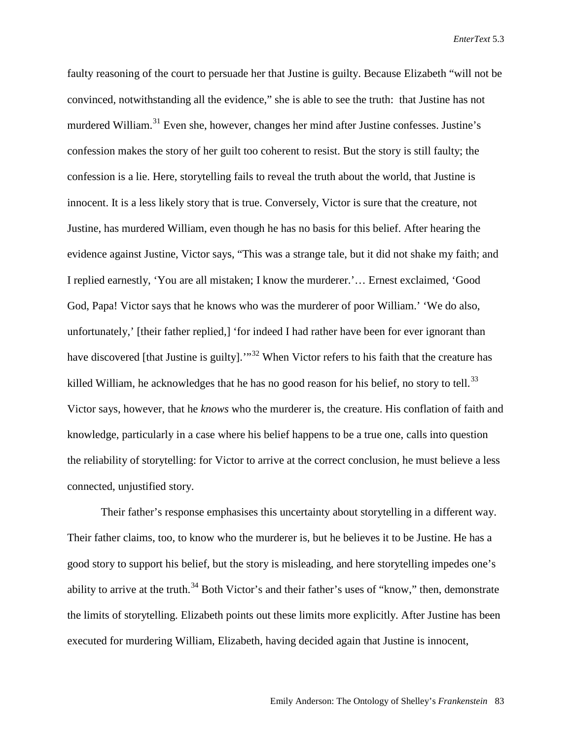faulty reasoning of the court to persuade her that Justine is guilty. Because Elizabeth "will not be convinced, notwithstanding all the evidence," she is able to see the truth: that Justine has not murdered William.[31] Even she, however, changes her mind after Justine confesses. Justine's confession makes the story of her guilt too coherent to resist. But the story is still faulty; the confession is a lie. Here, storytelling fails to reveal the truth about the world, that Justine is innocent. It is a less likely story that is true. Conversely, Victor is sure that the creature, not Justine, has murdered William, even though he has no basis for this belief. After hearing the evidence against Justine, Victor says, "This was a strange tale, but it did not shake my faith; and I replied earnestly, 'You are all mistaken; I know the murderer.'… Ernest exclaimed, 'Good God, Papa! Victor says that he knows who was the murderer of poor William.' 'We do also, unfortunately,' [their father replied,] 'for indeed I had rather have been for ever ignorant than have discovered [that Justine is guilty].'"[32] When Victor refers to his faith that the creature has killed William, he acknowledges that he has no good reason for his belief, no story to tell.[33] Victor says, however, that he *knows* who the murderer is, the creature. His conflation of faith and knowledge, particularly in a case where his belief happens to be a true one, calls into question the reliability of storytelling: for Victor to arrive at the correct conclusion, he must believe a less connected, unjustified story.

Their father's response emphasises this uncertainty about storytelling in a different way. Their father claims, too, to know who the murderer is, but he believes it to be Justine. He has a good story to support his belief, but the story is misleading, and here storytelling impedes one's ability to arrive at the truth.[34] Both Victor's and their father's uses of "know," then, demonstrate the limits of storytelling. Elizabeth points out these limits more explicitly. After Justine has been executed for murdering William, Elizabeth, having decided again that Justine is innocent,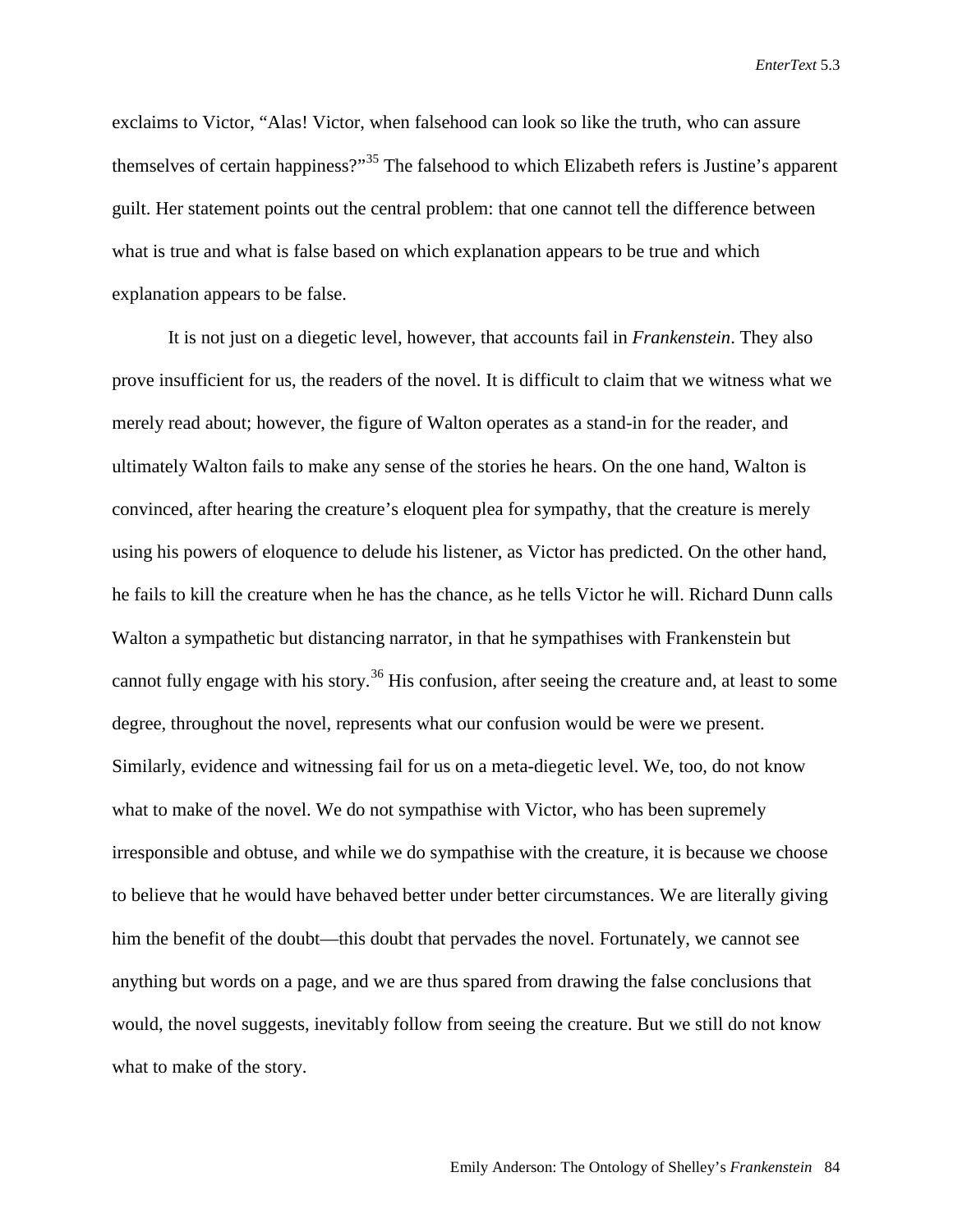exclaims to Victor, “Alas! Victor, when falsehood can look so like the truth, who can assure themselves of certain happiness?”[35] The falsehood to which Elizabeth refers is Justine’s apparent guilt. Her statement points out the central problem: that one cannot tell the difference between what is true and what is false based on which explanation appears to be true and which explanation appears to be false.

It is not just on a diegetic level, however, that accounts fail in *Frankenstein*. They also prove insufficient for us, the readers of the novel. It is difficult to claim that we witness what we merely read about; however, the figure of Walton operates as a stand-in for the reader, and ultimately Walton fails to make any sense of the stories he hears. On the one hand, Walton is convinced, after hearing the creature’s eloquent plea for sympathy, that the creature is merely using his powers of eloquence to delude his listener, as Victor has predicted. On the other hand, he fails to kill the creature when he has the chance, as he tells Victor he will. Richard Dunn calls Walton a sympathetic but distancing narrator, in that he sympathises with Frankenstein but cannot fully engage with his story.[36] His confusion, after seeing the creature and, at least to some degree, throughout the novel, represents what our confusion would be were we present. Similarly, evidence and witnessing fail for us on a meta-diegetic level. We, too, do not know what to make of the novel. We do not sympathise with Victor, who has been supremely irresponsible and obtuse, and while we do sympathise with the creature, it is because we choose to believe that he would have behaved better under better circumstances. We are literally giving him the benefit of the doubt—this doubt that pervades the novel. Fortunately, we cannot see anything but words on a page, and we are thus spared from drawing the false conclusions that would, the novel suggests, inevitably follow from seeing the creature. But we still do not know what to make of the story.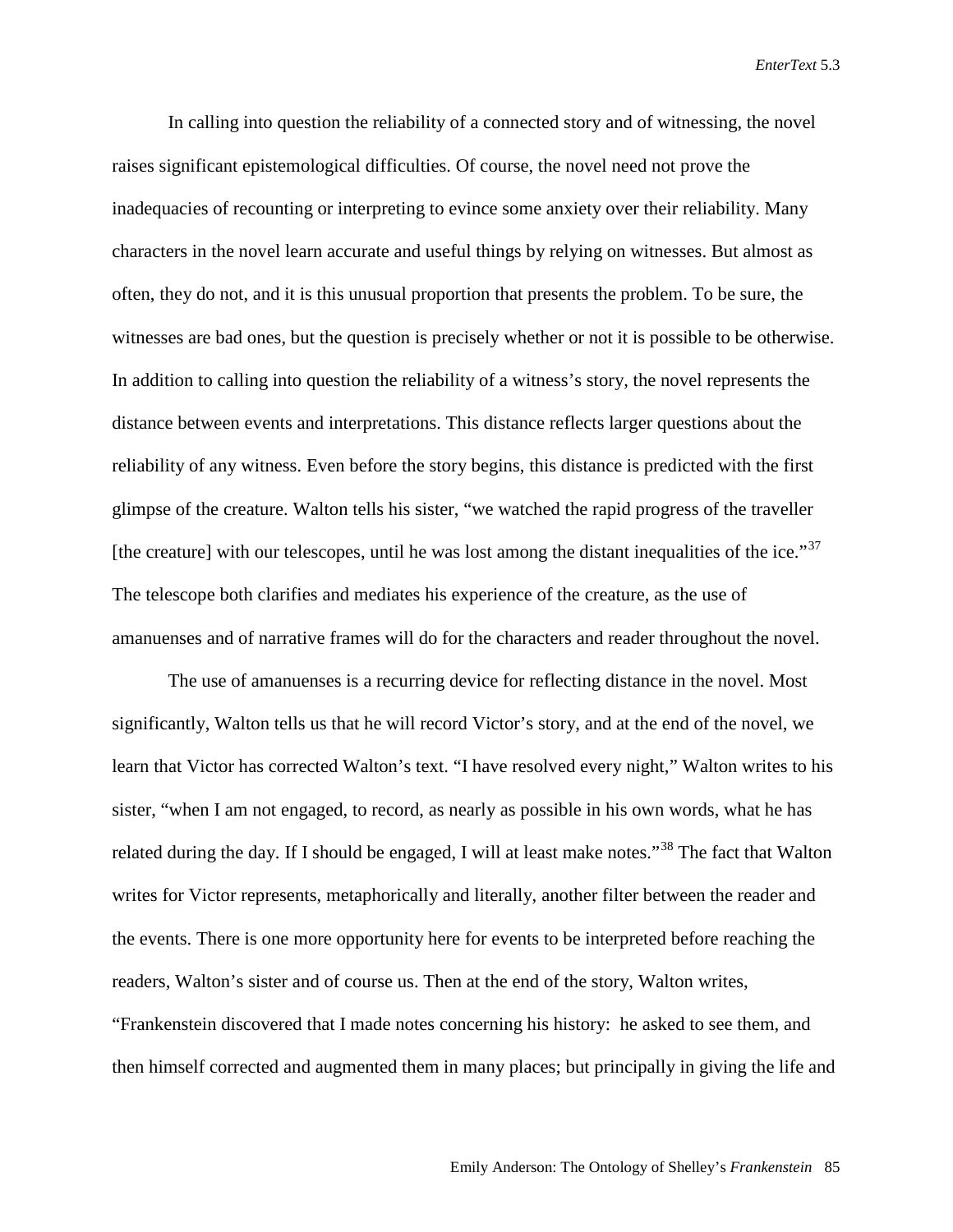In calling into question the reliability of a connected story and of witnessing, the novel raises significant epistemological difficulties. Of course, the novel need not prove the inadequacies of recounting or interpreting to evince some anxiety over their reliability. Many characters in the novel learn accurate and useful things by relying on witnesses. But almost as often, they do not, and it is this unusual proportion that presents the problem. To be sure, the witnesses are bad ones, but the question is precisely whether or not it is possible to be otherwise. In addition to calling into question the reliability of a witness's story, the novel represents the distance between events and interpretations. This distance reflects larger questions about the reliability of any witness. Even before the story begins, this distance is predicted with the first glimpse of the creature. Walton tells his sister, "we watched the rapid progress of the traveller [the creature] with our telescopes, until he was lost among the distant inequalities of the ice."[37] The telescope both clarifies and mediates his experience of the creature, as the use of amanuenses and of narrative frames will do for the characters and reader throughout the novel.

The use of amanuenses is a recurring device for reflecting distance in the novel. Most significantly, Walton tells us that he will record Victor's story, and at the end of the novel, we learn that Victor has corrected Walton's text. "I have resolved every night," Walton writes to his sister, "when I am not engaged, to record, as nearly as possible in his own words, what he has related during the day. If I should be engaged, I will at least make notes."[38] The fact that Walton writes for Victor represents, metaphorically and literally, another filter between the reader and the events. There is one more opportunity here for events to be interpreted before reaching the readers, Walton's sister and of course us. Then at the end of the story, Walton writes, "Frankenstein discovered that I made notes concerning his history: he asked to see them, and then himself corrected and augmented them in many places; but principally in giving the life and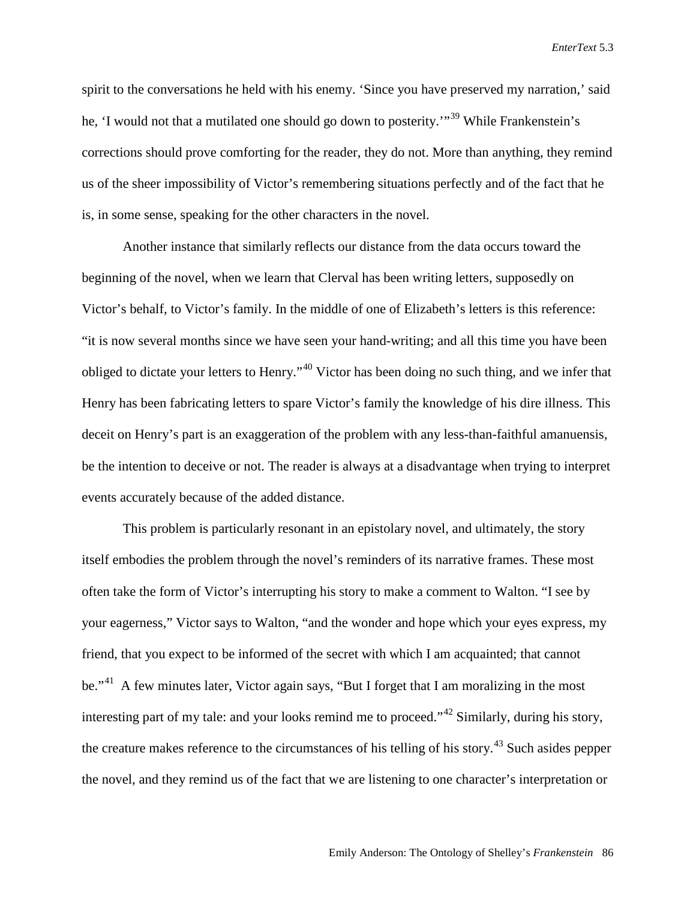spirit to the conversations he held with his enemy. 'Since you have preserved my narration,' said he, 'I would not that a mutilated one should go down to posterity.'"[39] While Frankenstein's corrections should prove comforting for the reader, they do not. More than anything, they remind us of the sheer impossibility of Victor's remembering situations perfectly and of the fact that he is, in some sense, speaking for the other characters in the novel.

Another instance that similarly reflects our distance from the data occurs toward the beginning of the novel, when we learn that Clerval has been writing letters, supposedly on Victor's behalf, to Victor's family. In the middle of one of Elizabeth's letters is this reference: "it is now several months since we have seen your hand-writing; and all this time you have been obliged to dictate your letters to Henry."[40] Victor has been doing no such thing, and we infer that Henry has been fabricating letters to spare Victor's family the knowledge of his dire illness. This deceit on Henry's part is an exaggeration of the problem with any less-than-faithful amanuensis, be the intention to deceive or not. The reader is always at a disadvantage when trying to interpret events accurately because of the added distance.

This problem is particularly resonant in an epistolary novel, and ultimately, the story itself embodies the problem through the novel's reminders of its narrative frames. These most often take the form of Victor's interrupting his story to make a comment to Walton. "I see by your eagerness," Victor says to Walton, "and the wonder and hope which your eyes express, my friend, that you expect to be informed of the secret with which I am acquainted; that cannot be."[41] A few minutes later, Victor again says, "But I forget that I am moralizing in the most interesting part of my tale: and your looks remind me to proceed."[42] Similarly, during his story, the creature makes reference to the circumstances of his telling of his story.[43] Such asides pepper the novel, and they remind us of the fact that we are listening to one character's interpretation or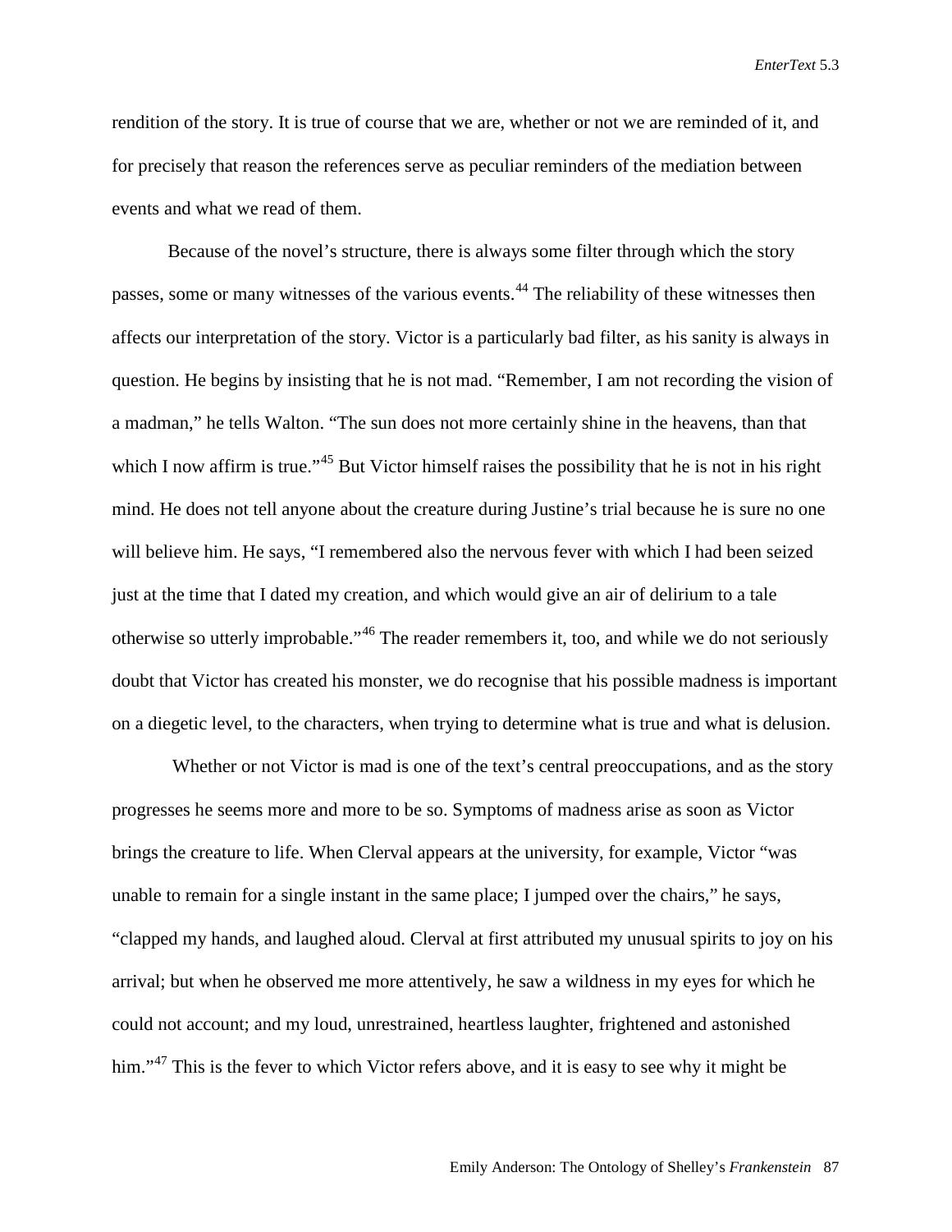rendition of the story. It is true of course that we are, whether or not we are reminded of it, and for precisely that reason the references serve as peculiar reminders of the mediation between events and what we read of them.

Because of the novel's structure, there is always some filter through which the story passes, some or many witnesses of the various events.[44] The reliability of these witnesses then affects our interpretation of the story. Victor is a particularly bad filter, as his sanity is always in question. He begins by insisting that he is not mad. "Remember, I am not recording the vision of a madman," he tells Walton. "The sun does not more certainly shine in the heavens, than that which I now affirm is true."[45] But Victor himself raises the possibility that he is not in his right mind. He does not tell anyone about the creature during Justine's trial because he is sure no one will believe him. He says, "I remembered also the nervous fever with which I had been seized just at the time that I dated my creation, and which would give an air of delirium to a tale otherwise so utterly improbable."[46] The reader remembers it, too, and while we do not seriously doubt that Victor has created his monster, we do recognise that his possible madness is important on a diegetic level, to the characters, when trying to determine what is true and what is delusion.

Whether or not Victor is mad is one of the text's central preoccupations, and as the story progresses he seems more and more to be so. Symptoms of madness arise as soon as Victor brings the creature to life. When Clerval appears at the university, for example, Victor "was unable to remain for a single instant in the same place; I jumped over the chairs," he says, "clapped my hands, and laughed aloud. Clerval at first attributed my unusual spirits to joy on his arrival; but when he observed me more attentively, he saw a wildness in my eyes for which he could not account; and my loud, unrestrained, heartless laughter, frightened and astonished him."[47] This is the fever to which Victor refers above, and it is easy to see why it might be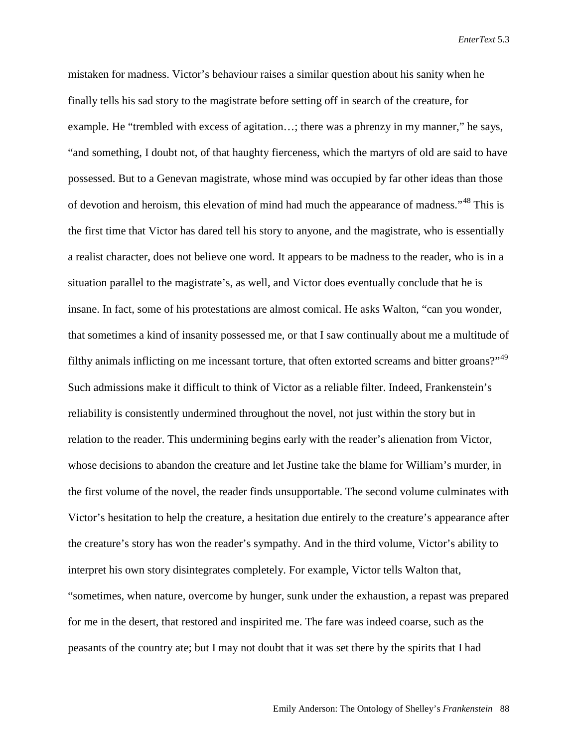mistaken for madness. Victor's behaviour raises a similar question about his sanity when he finally tells his sad story to the magistrate before setting off in search of the creature, for example. He "trembled with excess of agitation…; there was a phrenzy in my manner," he says, "and something, I doubt not, of that haughty fierceness, which the martyrs of old are said to have possessed. But to a Genevan magistrate, whose mind was occupied by far other ideas than those of devotion and heroism, this elevation of mind had much the appearance of madness."[48] This is the first time that Victor has dared tell his story to anyone, and the magistrate, who is essentially a realist character, does not believe one word. It appears to be madness to the reader, who is in a situation parallel to the magistrate's, as well, and Victor does eventually conclude that he is insane. In fact, some of his protestations are almost comical. He asks Walton, "can you wonder, that sometimes a kind of insanity possessed me, or that I saw continually about me a multitude of filthy animals inflicting on me incessant torture, that often extorted screams and bitter groans?"[49] Such admissions make it difficult to think of Victor as a reliable filter. Indeed, Frankenstein's reliability is consistently undermined throughout the novel, not just within the story but in relation to the reader. This undermining begins early with the reader's alienation from Victor, whose decisions to abandon the creature and let Justine take the blame for William's murder, in the first volume of the novel, the reader finds unsupportable. The second volume culminates with Victor's hesitation to help the creature, a hesitation due entirely to the creature's appearance after the creature's story has won the reader's sympathy. And in the third volume, Victor's ability to interpret his own story disintegrates completely. For example, Victor tells Walton that, "sometimes, when nature, overcome by hunger, sunk under the exhaustion, a repast was prepared for me in the desert, that restored and inspirited me. The fare was indeed coarse, such as the peasants of the country ate; but I may not doubt that it was set there by the spirits that I had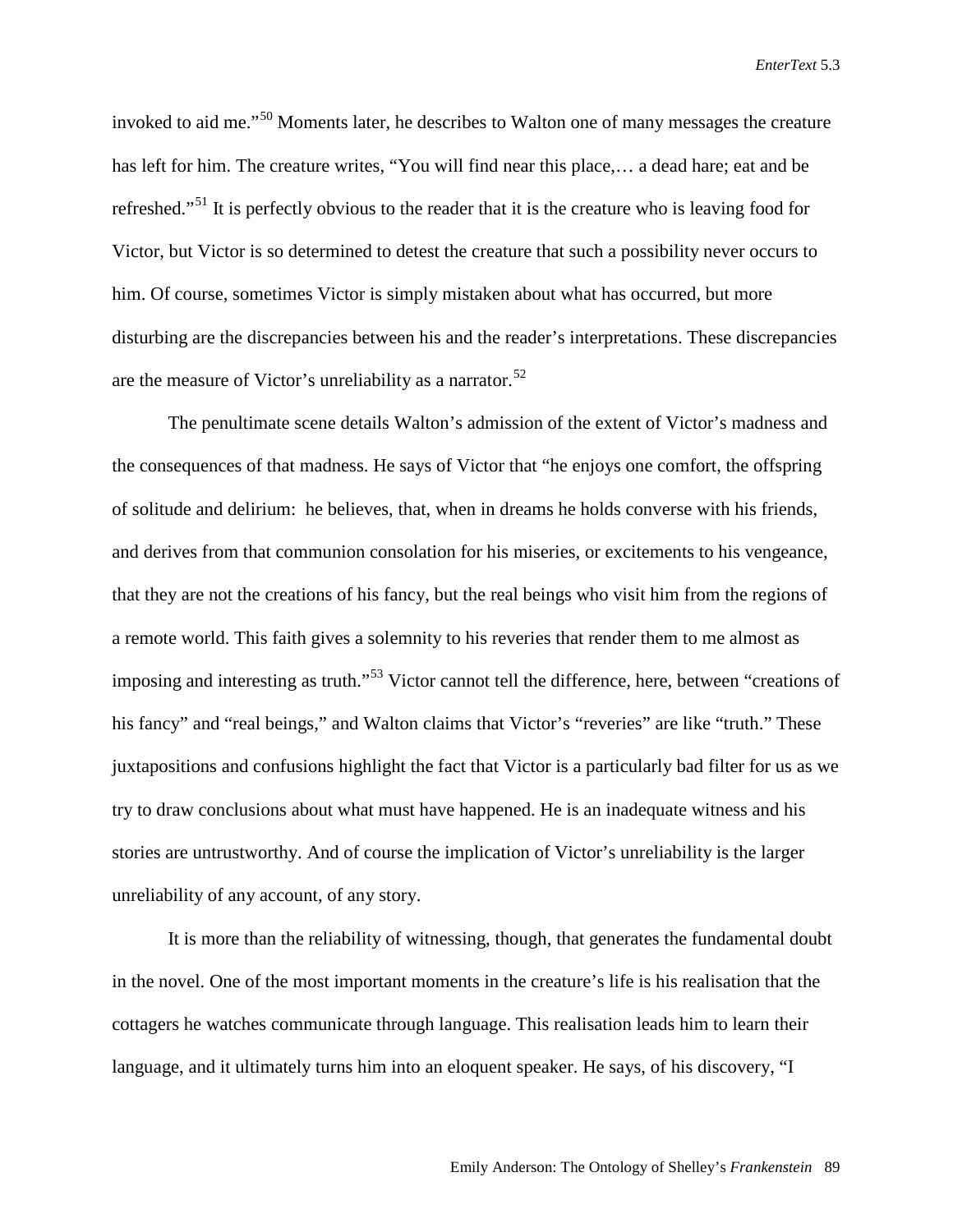invoked to aid me."[50] Moments later, he describes to Walton one of many messages the creature has left for him. The creature writes, "You will find near this place,… a dead hare; eat and be refreshed."[51] It is perfectly obvious to the reader that it is the creature who is leaving food for Victor, but Victor is so determined to detest the creature that such a possibility never occurs to him. Of course, sometimes Victor is simply mistaken about what has occurred, but more disturbing are the discrepancies between his and the reader's interpretations. These discrepancies are the measure of Victor's unreliability as a narrator.[52]

The penultimate scene details Walton's admission of the extent of Victor's madness and the consequences of that madness. He says of Victor that "he enjoys one comfort, the offspring of solitude and delirium: he believes, that, when in dreams he holds converse with his friends, and derives from that communion consolation for his miseries, or excitements to his vengeance, that they are not the creations of his fancy, but the real beings who visit him from the regions of a remote world. This faith gives a solemnity to his reveries that render them to me almost as imposing and interesting as truth."[53] Victor cannot tell the difference, here, between "creations of his fancy" and "real beings," and Walton claims that Victor's "reveries" are like "truth." These juxtapositions and confusions highlight the fact that Victor is a particularly bad filter for us as we try to draw conclusions about what must have happened. He is an inadequate witness and his stories are untrustworthy. And of course the implication of Victor's unreliability is the larger unreliability of any account, of any story.

It is more than the reliability of witnessing, though, that generates the fundamental doubt in the novel. One of the most important moments in the creature's life is his realisation that the cottagers he watches communicate through language. This realisation leads him to learn their language, and it ultimately turns him into an eloquent speaker. He says, of his discovery, "I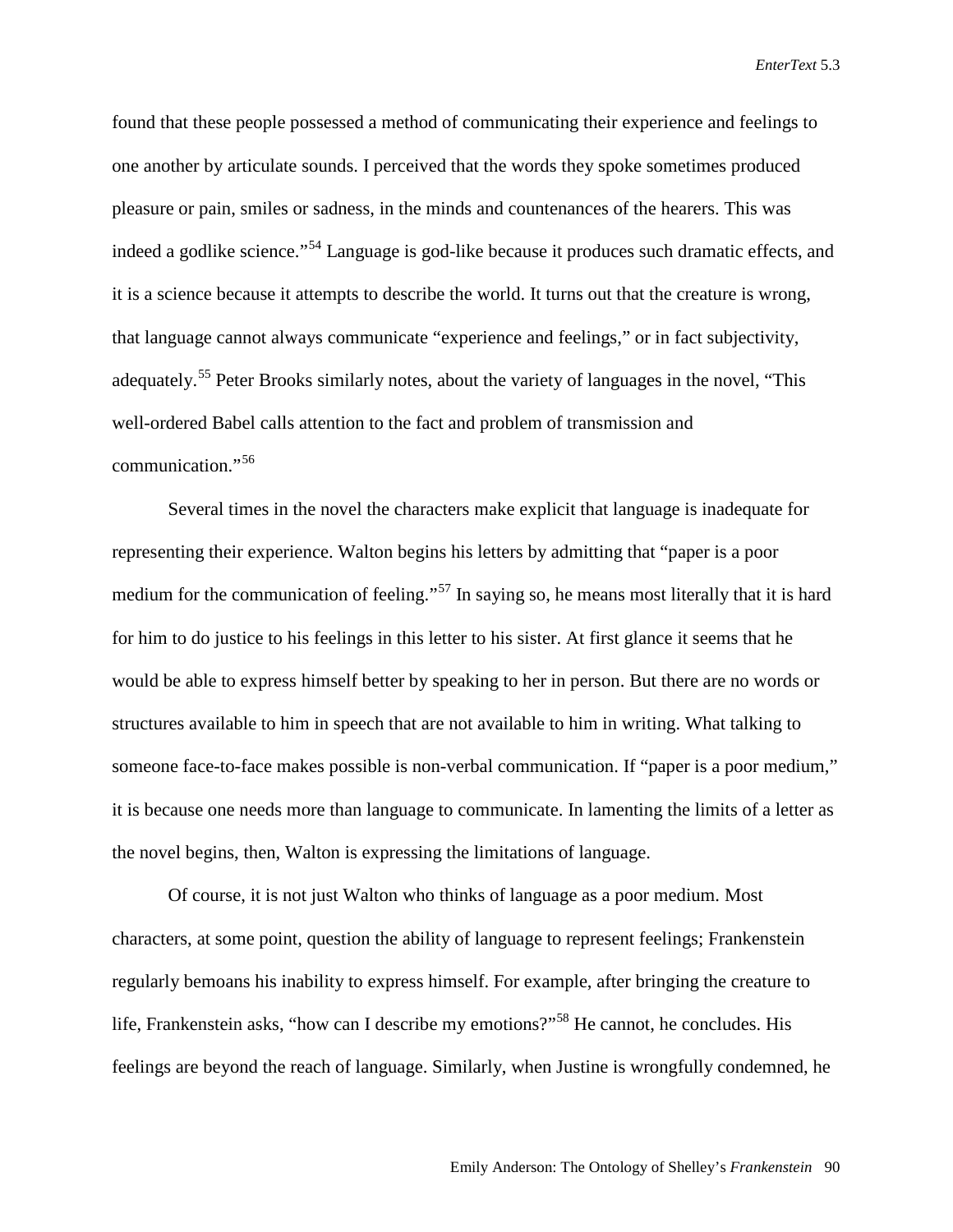found that these people possessed a method of communicating their experience and feelings to one another by articulate sounds. I perceived that the words they spoke sometimes produced pleasure or pain, smiles or sadness, in the minds and countenances of the hearers. This was indeed a godlike science."[54] Language is god-like because it produces such dramatic effects, and it is a science because it attempts to describe the world. It turns out that the creature is wrong, that language cannot always communicate "experience and feelings," or in fact subjectivity, adequately.[55] Peter Brooks similarly notes, about the variety of languages in the novel, "This well-ordered Babel calls attention to the fact and problem of transmission and communication."[56]

Several times in the novel the characters make explicit that language is inadequate for representing their experience. Walton begins his letters by admitting that "paper is a poor medium for the communication of feeling."[57] In saying so, he means most literally that it is hard for him to do justice to his feelings in this letter to his sister. At first glance it seems that he would be able to express himself better by speaking to her in person. But there are no words or structures available to him in speech that are not available to him in writing. What talking to someone face-to-face makes possible is non-verbal communication. If "paper is a poor medium," it is because one needs more than language to communicate. In lamenting the limits of a letter as the novel begins, then, Walton is expressing the limitations of language.

Of course, it is not just Walton who thinks of language as a poor medium. Most characters, at some point, question the ability of language to represent feelings; Frankenstein regularly bemoans his inability to express himself. For example, after bringing the creature to life, Frankenstein asks, "how can I describe my emotions?"[58] He cannot, he concludes. His feelings are beyond the reach of language. Similarly, when Justine is wrongfully condemned, he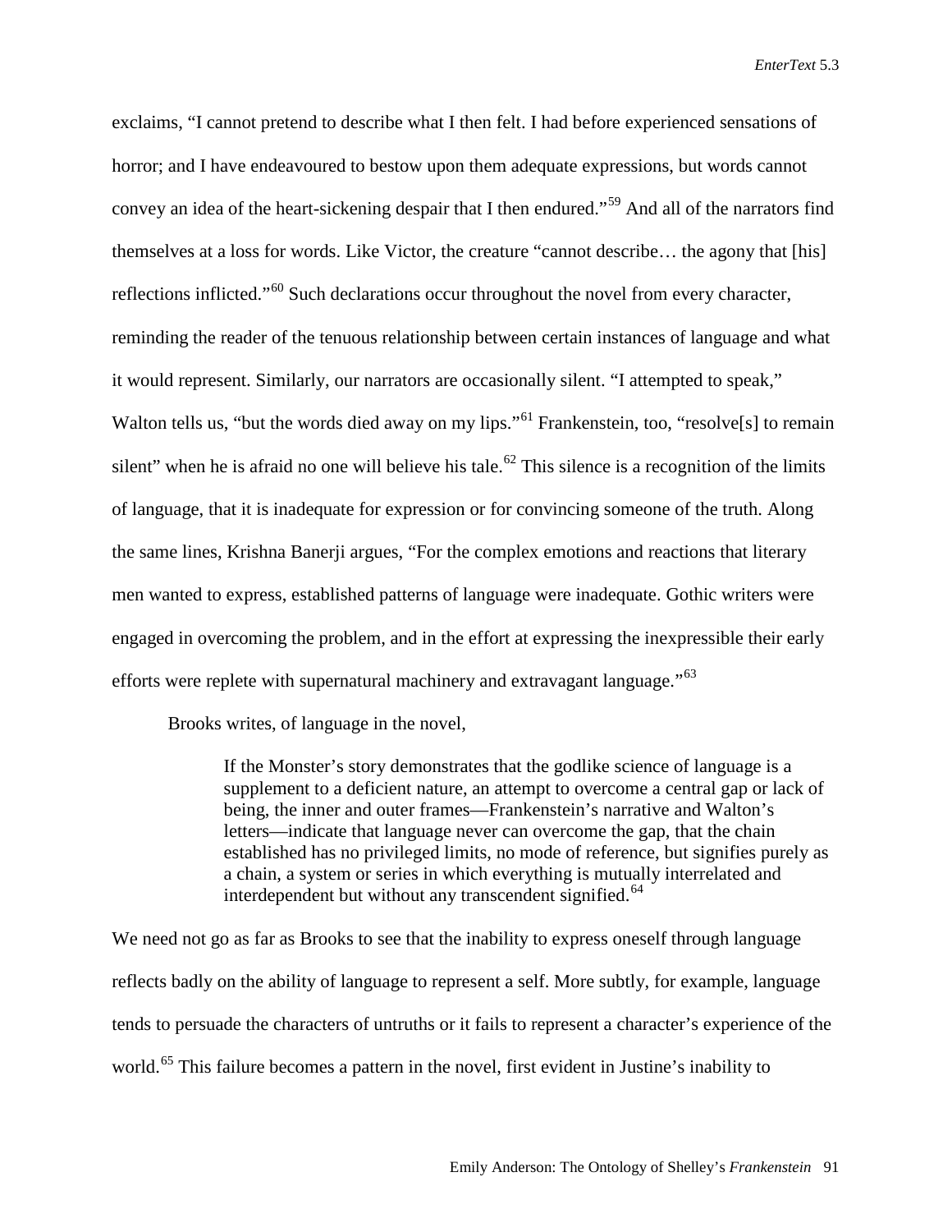exclaims, "I cannot pretend to describe what I then felt. I had before experienced sensations of horror; and I have endeavoured to bestow upon them adequate expressions, but words cannot convey an idea of the heart-sickening despair that I then endured."[59] And all of the narrators find themselves at a loss for words. Like Victor, the creature "cannot describe… the agony that [his] reflections inflicted."[60] Such declarations occur throughout the novel from every character, reminding the reader of the tenuous relationship between certain instances of language and what it would represent. Similarly, our narrators are occasionally silent. "I attempted to speak," Walton tells us, "but the words died away on my lips."[61] Frankenstein, too, "resolve[s] to remain silent" when he is afraid no one will believe his tale.[62] This silence is a recognition of the limits of language, that it is inadequate for expression or for convincing someone of the truth. Along the same lines, Krishna Banerji argues, "For the complex emotions and reactions that literary men wanted to express, established patterns of language were inadequate. Gothic writers were engaged in overcoming the problem, and in the effort at expressing the inexpressible their early efforts were replete with supernatural machinery and extravagant language."[63]

Brooks writes, of language in the novel,

> If the Monster's story demonstrates that the godlike science of language is a supplement to a deficient nature, an attempt to overcome a central gap or lack of being, the inner and outer frames—Frankenstein's narrative and Walton's letters—indicate that language never can overcome the gap, that the chain established has no privileged limits, no mode of reference, but signifies purely as a chain, a system or series in which everything is mutually interrelated and interdependent but without any transcendent signified.[64]

We need not go as far as Brooks to see that the inability to express oneself through language reflects badly on the ability of language to represent a self. More subtly, for example, language tends to persuade the characters of untruths or it fails to represent a character's experience of the world.[65] This failure becomes a pattern in the novel, first evident in Justine's inability to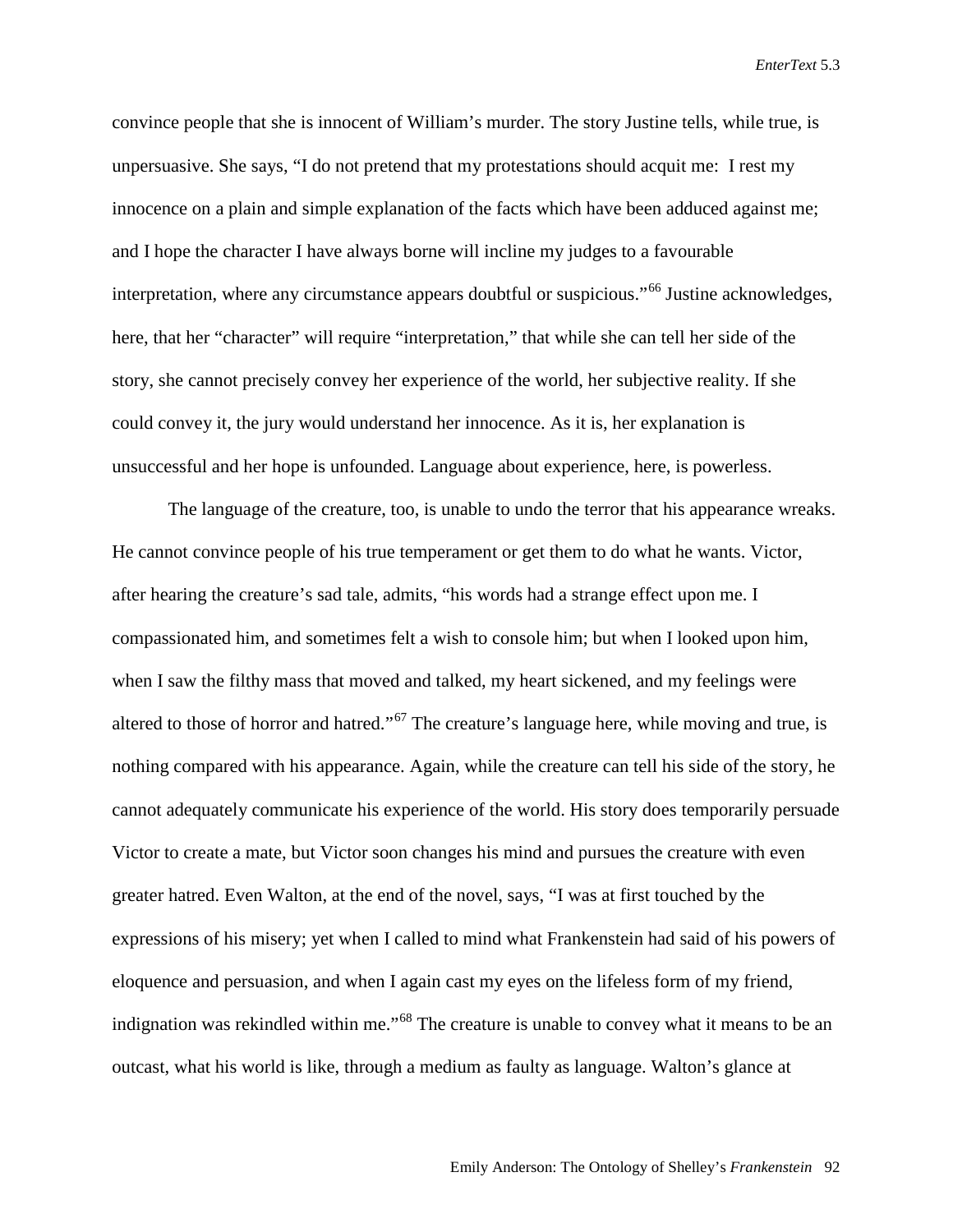convince people that she is innocent of William's murder. The story Justine tells, while true, is unpersuasive. She says, "I do not pretend that my protestations should acquit me: I rest my innocence on a plain and simple explanation of the facts which have been adduced against me; and I hope the character I have always borne will incline my judges to a favourable interpretation, where any circumstance appears doubtful or suspicious."[66] Justine acknowledges, here, that her "character" will require "interpretation," that while she can tell her side of the story, she cannot precisely convey her experience of the world, her subjective reality. If she could convey it, the jury would understand her innocence. As it is, her explanation is unsuccessful and her hope is unfounded. Language about experience, here, is powerless.

The language of the creature, too, is unable to undo the terror that his appearance wreaks. He cannot convince people of his true temperament or get them to do what he wants. Victor, after hearing the creature's sad tale, admits, "his words had a strange effect upon me. I compassionated him, and sometimes felt a wish to console him; but when I looked upon him, when I saw the filthy mass that moved and talked, my heart sickened, and my feelings were altered to those of horror and hatred."[67] The creature's language here, while moving and true, is nothing compared with his appearance. Again, while the creature can tell his side of the story, he cannot adequately communicate his experience of the world. His story does temporarily persuade Victor to create a mate, but Victor soon changes his mind and pursues the creature with even greater hatred. Even Walton, at the end of the novel, says, "I was at first touched by the expressions of his misery; yet when I called to mind what Frankenstein had said of his powers of eloquence and persuasion, and when I again cast my eyes on the lifeless form of my friend, indignation was rekindled within me."[68] The creature is unable to convey what it means to be an outcast, what his world is like, through a medium as faulty as language. Walton's glance at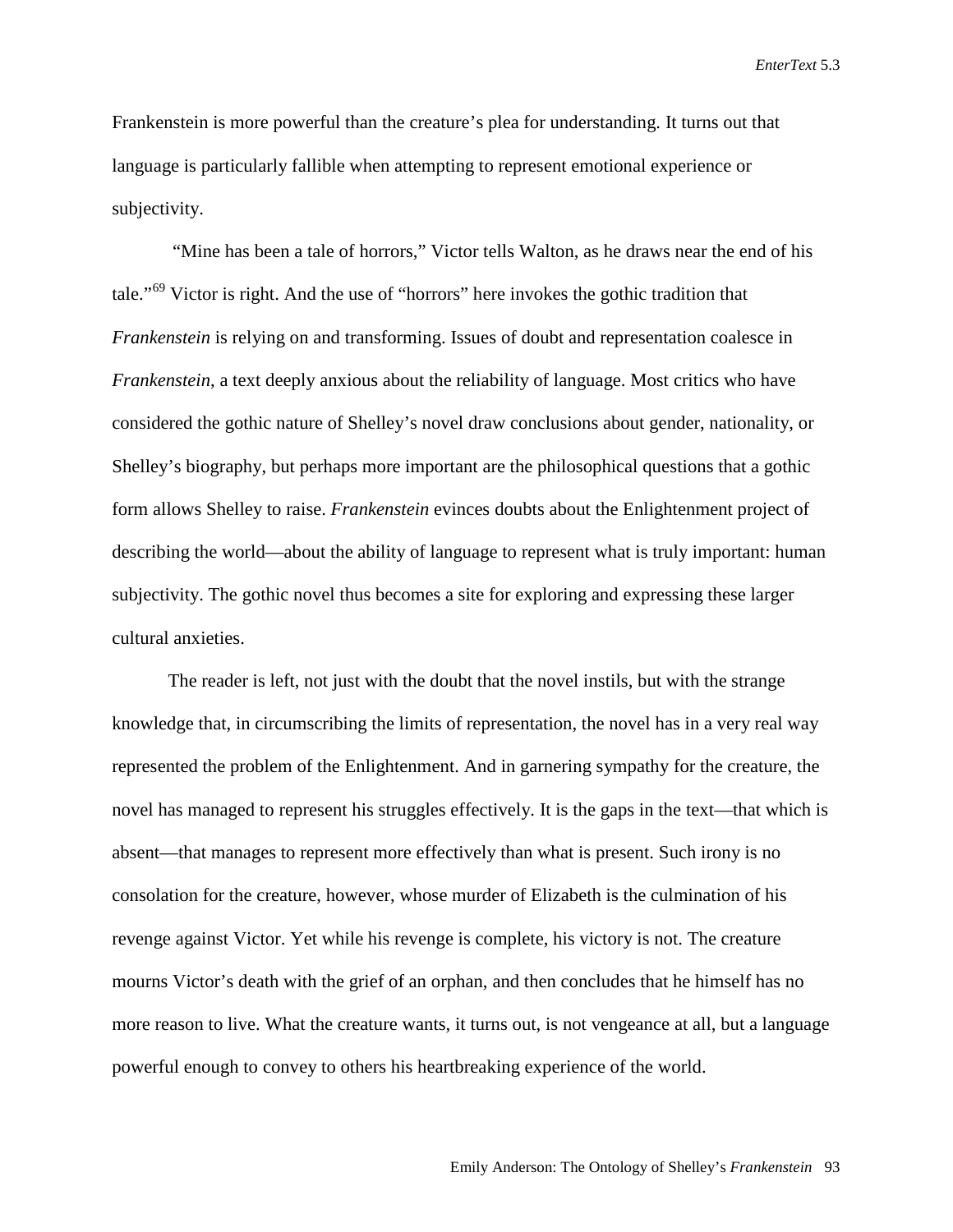Frankenstein is more powerful than the creature's plea for understanding. It turns out that language is particularly fallible when attempting to represent emotional experience or subjectivity.

"Mine has been a tale of horrors," Victor tells Walton, as he draws near the end of his tale."[69] Victor is right. And the use of "horrors" here invokes the gothic tradition that *Frankenstein* is relying on and transforming. Issues of doubt and representation coalesce in *Frankenstein*, a text deeply anxious about the reliability of language. Most critics who have considered the gothic nature of Shelley's novel draw conclusions about gender, nationality, or Shelley's biography, but perhaps more important are the philosophical questions that a gothic form allows Shelley to raise. *Frankenstein* evinces doubts about the Enlightenment project of describing the world—about the ability of language to represent what is truly important: human subjectivity. The gothic novel thus becomes a site for exploring and expressing these larger cultural anxieties.

The reader is left, not just with the doubt that the novel instils, but with the strange knowledge that, in circumscribing the limits of representation, the novel has in a very real way represented the problem of the Enlightenment. And in garnering sympathy for the creature, the novel has managed to represent his struggles effectively. It is the gaps in the text—that which is absent—that manages to represent more effectively than what is present. Such irony is no consolation for the creature, however, whose murder of Elizabeth is the culmination of his revenge against Victor. Yet while his revenge is complete, his victory is not. The creature mourns Victor's death with the grief of an orphan, and then concludes that he himself has no more reason to live. What the creature wants, it turns out, is not vengeance at all, but a language powerful enough to convey to others his heartbreaking experience of the world.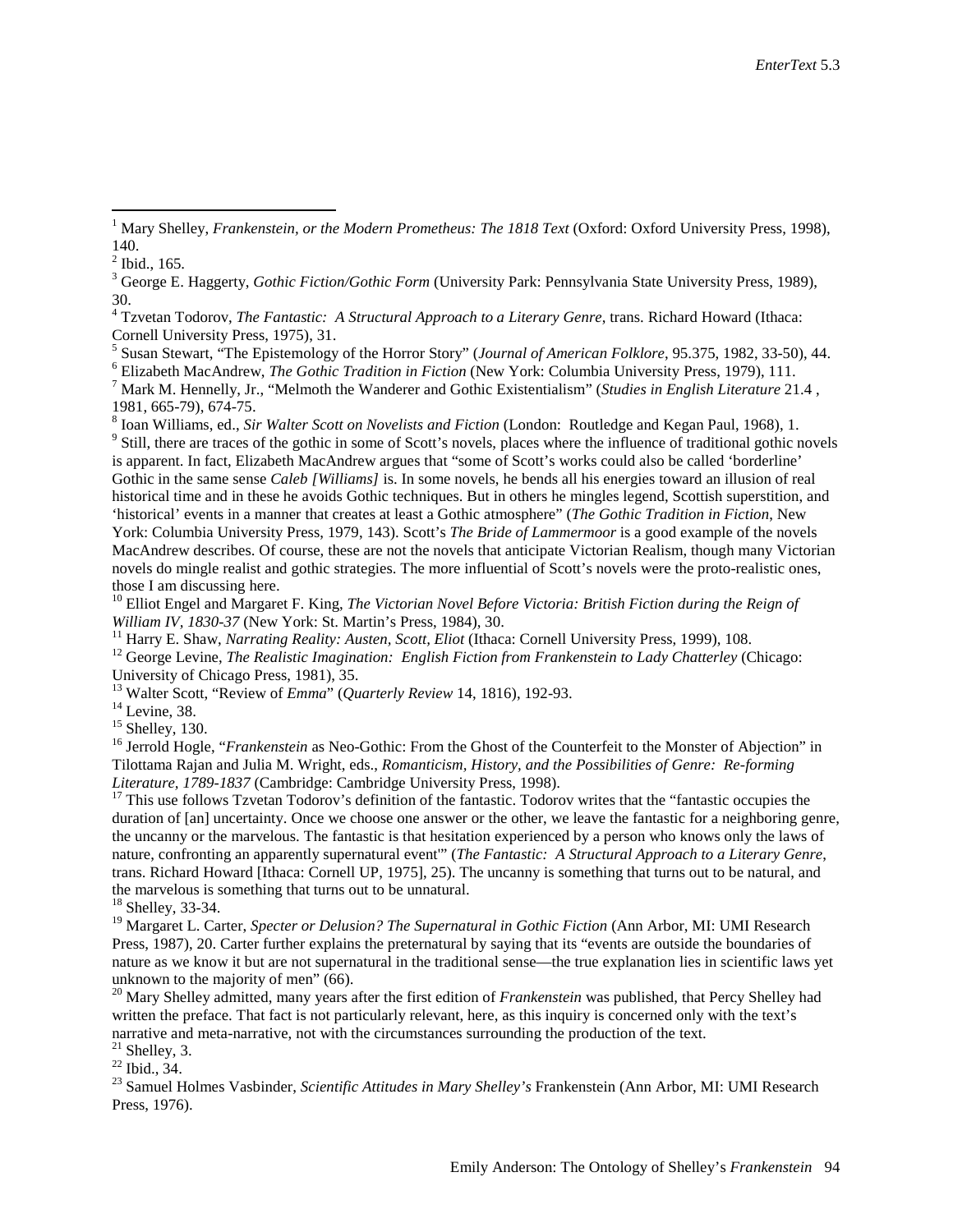[1] Mary Shelley, *Frankenstein, or the Modern Prometheus: The 1818 Text* (Oxford: Oxford University Press, 1998), 140.

[2] Ibid., 165.

[3] George E. Haggerty, *Gothic Fiction/Gothic Form* (University Park: Pennsylvania State University Press, 1989), 30.

[4] Tzvetan Todorov, *The Fantastic: A Structural Approach to a Literary Genre*, trans. Richard Howard (Ithaca: Cornell University Press, 1975), 31.

[5] Susan Stewart, "The Epistemology of the Horror Story" (*Journal of American Folklore*, 95.375, 1982, 33-50), 44.

[6] Elizabeth MacAndrew, *The Gothic Tradition in Fiction* (New York: Columbia University Press, 1979), 111.

[7] Mark M. Hennelly, Jr., "Melmoth the Wanderer and Gothic Existentialism" (*Studies in English Literature* 21.4 , 1981, 665-79), 674-75.

[8] Ioan Williams, ed., *Sir Walter Scott on Novelists and Fiction* (London: Routledge and Kegan Paul, 1968), 1.

[9] Still, there are traces of the gothic in some of Scott's novels, places where the influence of traditional gothic novels is apparent. In fact, Elizabeth MacAndrew argues that "some of Scott's works could also be called 'borderline' Gothic in the same sense *Caleb [Williams]* is. In some novels, he bends all his energies toward an illusion of real historical time and in these he avoids Gothic techniques. But in others he mingles legend, Scottish superstition, and 'historical' events in a manner that creates at least a Gothic atmosphere" (*The Gothic Tradition in Fiction*, New York: Columbia University Press, 1979, 143). Scott's *The Bride of Lammermoor* is a good example of the novels MacAndrew describes. Of course, these are not the novels that anticipate Victorian Realism, though many Victorian novels do mingle realist and gothic strategies. The more influential of Scott's novels were the proto-realistic ones, those I am discussing here.

[10] Elliot Engel and Margaret F. King, *The Victorian Novel Before Victoria: British Fiction during the Reign of William IV, 1830-37* (New York: St. Martin's Press, 1984), 30.

[11] Harry E. Shaw, *Narrating Reality: Austen, Scott, Eliot* (Ithaca: Cornell University Press, 1999), 108.

[12] George Levine, *The Realistic Imagination: English Fiction from Frankenstein to Lady Chatterley* (Chicago: University of Chicago Press, 1981), 35.

[13] Walter Scott, "Review of *Emma*" (*Quarterly Review* 14, 1816), 192-93.

[14] Levine, 38.

[15] Shelley, 130.

[16] Jerrold Hogle, "*Frankenstein* as Neo-Gothic: From the Ghost of the Counterfeit to the Monster of Abjection" in Tilottama Rajan and Julia M. Wright, eds., *Romanticism, History, and the Possibilities of Genre: Re-forming Literature, 1789-1837* (Cambridge: Cambridge University Press, 1998).

[17] This use follows Tzvetan Todorov's definition of the fantastic. Todorov writes that the "fantastic occupies the duration of [an] uncertainty. Once we choose one answer or the other, we leave the fantastic for a neighboring genre, the uncanny or the marvelous. The fantastic is that hesitation experienced by a person who knows only the laws of nature, confronting an apparently supernatural event'" (*The Fantastic: A Structural Approach to a Literary Genre*, trans. Richard Howard [Ithaca: Cornell UP, 1975], 25). The uncanny is something that turns out to be natural, and the marvelous is something that turns out to be unnatural.

[18] Shelley, 33-34.

[19] Margaret L. Carter, *Specter or Delusion? The Supernatural in Gothic Fiction* (Ann Arbor, MI: UMI Research Press, 1987), 20. Carter further explains the preternatural by saying that its "events are outside the boundaries of nature as we know it but are not supernatural in the traditional sense—the true explanation lies in scientific laws yet unknown to the majority of men" (66).

[20] Mary Shelley admitted, many years after the first edition of *Frankenstein* was published, that Percy Shelley had written the preface. That fact is not particularly relevant, here, as this inquiry is concerned only with the text's narrative and meta-narrative, not with the circumstances surrounding the production of the text.

[21] Shelley, 3.

[22] Ibid., 34.

[23] Samuel Holmes Vasbinder, *Scientific Attitudes in Mary Shelley's* Frankenstein (Ann Arbor, MI: UMI Research Press, 1976).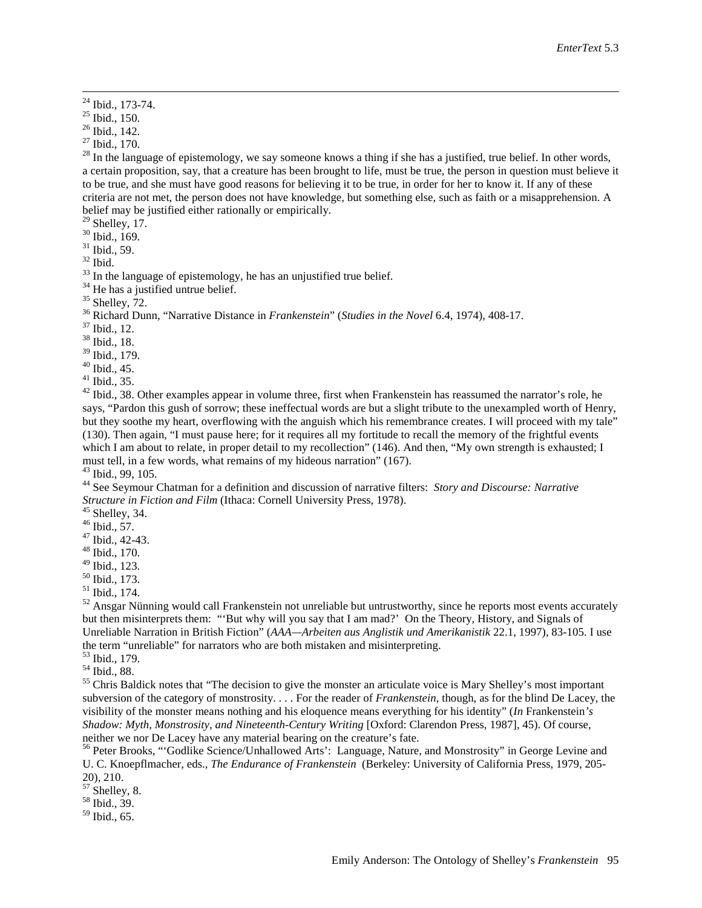[24] Ibid., 173-74.
[25] Ibid., 150.
[26] Ibid., 142.
[27] Ibid., 170.
[28] In the language of epistemology, we say someone knows a thing if she has a justified, true belief. In other words, a certain proposition, say, that a creature has been brought to life, must be true, the person in question must believe it to be true, and she must have good reasons for believing it to be true, in order for her to know it. If any of these criteria are not met, the person does not have knowledge, but something else, such as faith or a misapprehension. A belief may be justified either rationally or empirically.
[29] Shelley, 17.
[30] Ibid., 169.
[31] Ibid., 59.
[32] Ibid.
[33] In the language of epistemology, he has an unjustified true belief.
[34] He has a justified untrue belief.
[35] Shelley, 72.
[36] Richard Dunn, "Narrative Distance in *Frankenstein*" (*Studies in the Novel* 6.4, 1974), 408-17.
[37] Ibid., 12.
[38] Ibid., 18.
[39] Ibid., 179.
[40] Ibid., 45.
[41] Ibid., 35.
[42] Ibid., 38. Other examples appear in volume three, first when Frankenstein has reassumed the narrator's role, he says, "Pardon this gush of sorrow; these ineffectual words are but a slight tribute to the unexampled worth of Henry, but they soothe my heart, overflowing with the anguish which his remembrance creates. I will proceed with my tale" (130). Then again, "I must pause here; for it requires all my fortitude to recall the memory of the frightful events which I am about to relate, in proper detail to my recollection" (146). And then, "My own strength is exhausted; I must tell, in a few words, what remains of my hideous narration" (167).
[43] Ibid., 99, 105.
[44] See Seymour Chatman for a definition and discussion of narrative filters: *Story and Discourse: Narrative Structure in Fiction and Film* (Ithaca: Cornell University Press, 1978).
[45] Shelley, 34.
[46] Ibid., 57.
[47] Ibid., 42-43.
[48] Ibid., 170.
[49] Ibid., 123.
[50] Ibid., 173.
[51] Ibid., 174.
[52] Ansgar Nünning would call Frankenstein not unreliable but untrustworthy, since he reports most events accurately but then misinterprets them: "'But why will you say that I am mad?' On the Theory, History, and Signals of Unreliable Narration in British Fiction" (*AAA—Arbeiten aus Anglistik und Amerikanistik* 22.1, 1997), 83-105. I use the term "unreliable" for narrators who are both mistaken and misinterpreting.
[53] Ibid., 179.
[54] Ibid., 88.
[55] Chris Baldick notes that "The decision to give the monster an articulate voice is Mary Shelley's most important subversion of the category of monstrosity. . . . For the reader of *Frankenstein*, though, as for the blind De Lacey, the visibility of the monster means nothing and his eloquence means everything for his identity" (*In* Frankenstein*'s Shadow: Myth, Monstrosity, and Nineteenth-Century Writing* [Oxford: Clarendon Press, 1987], 45). Of course, neither we nor De Lacey have any material bearing on the creature's fate.
[56] Peter Brooks, "'Godlike Science/Unhallowed Arts': Language, Nature, and Monstrosity" in George Levine and U. C. Knoepflmacher, eds., *The Endurance of Frankenstein* (Berkeley: University of California Press, 1979, 205-20), 210.
[57] Shelley, 8.
[58] Ibid., 39.
[59] Ibid., 65.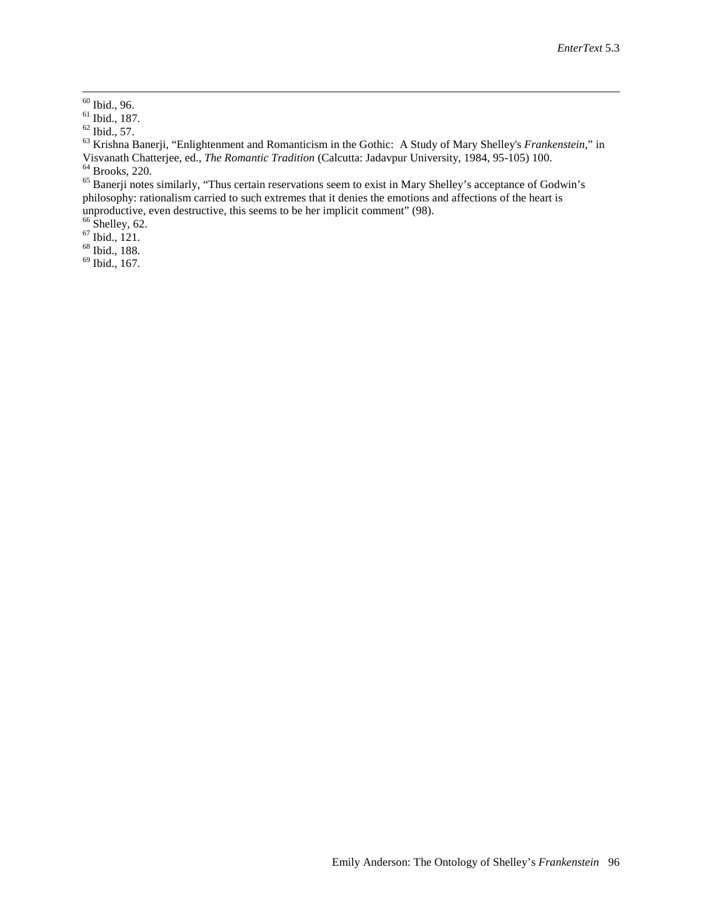[60] Ibid., 96.
[61] Ibid., 187.
[62] Ibid., 57.
[63] Krishna Banerji, "Enlightenment and Romanticism in the Gothic: A Study of Mary Shelley's *Frankenstein*," in Visvanath Chatterjee, ed., *The Romantic Tradition* (Calcutta: Jadavpur University, 1984, 95-105) 100.
[64] Brooks, 220.
[65] Banerji notes similarly, "Thus certain reservations seem to exist in Mary Shelley's acceptance of Godwin's philosophy: rationalism carried to such extremes that it denies the emotions and affections of the heart is unproductive, even destructive, this seems to be her implicit comment" (98).
[66] Shelley, 62.
[67] Ibid., 121.
[68] Ibid., 188.
[69] Ibid., 167.